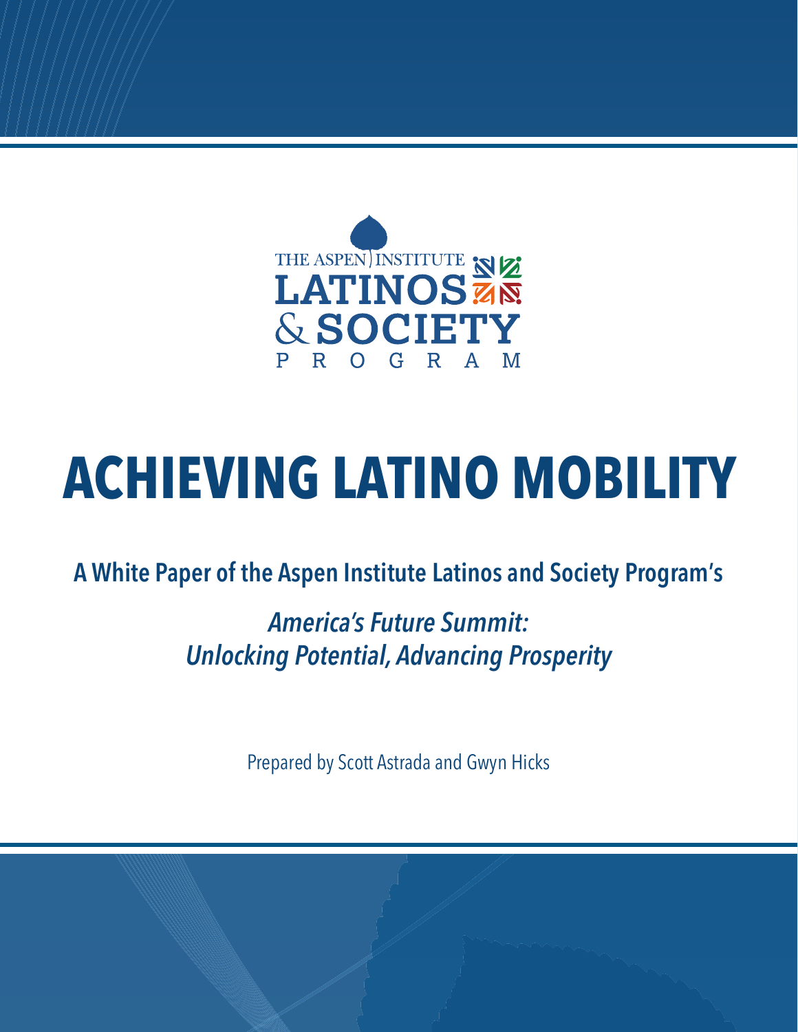THE ASPEN INSTITUTE LATINOS & SOCIETY PROGRAM

# ACHIEVING LATINO MOBILITY

**A White Paper of the Aspen Institute Latinos and Society Program's**

***America's Future Summit: Unlocking Potential, Advancing Prosperity***

Prepared by Scott Astrada and Gwyn Hicks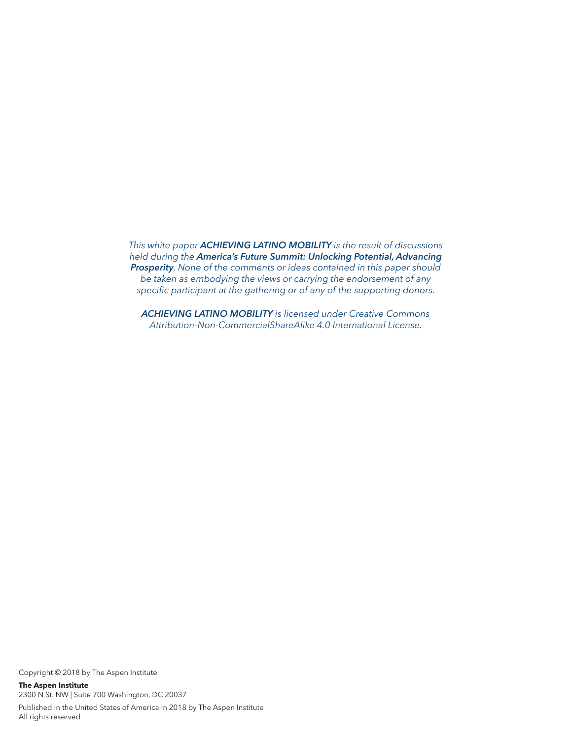*This white paper **ACHIEVING LATINO MOBILITY** is the result of discussions held during the **America's Future Summit: Unlocking Potential, Advancing Prosperity**. None of the comments or ideas contained in this paper should be taken as embodying the views or carrying the endorsement of any specific participant at the gathering or of any of the supporting donors.*

***ACHIEVING LATINO MOBILITY** is licensed under Creative Commons Attribution-Non-CommercialShareAlike 4.0 International License.*

Copyright © 2018 by The Aspen Institute

**The Aspen Institute**
2300 N St. NW | Suite 700 Washington, DC 20037

Published in the United States of America in 2018 by The Aspen Institute
All rights reserved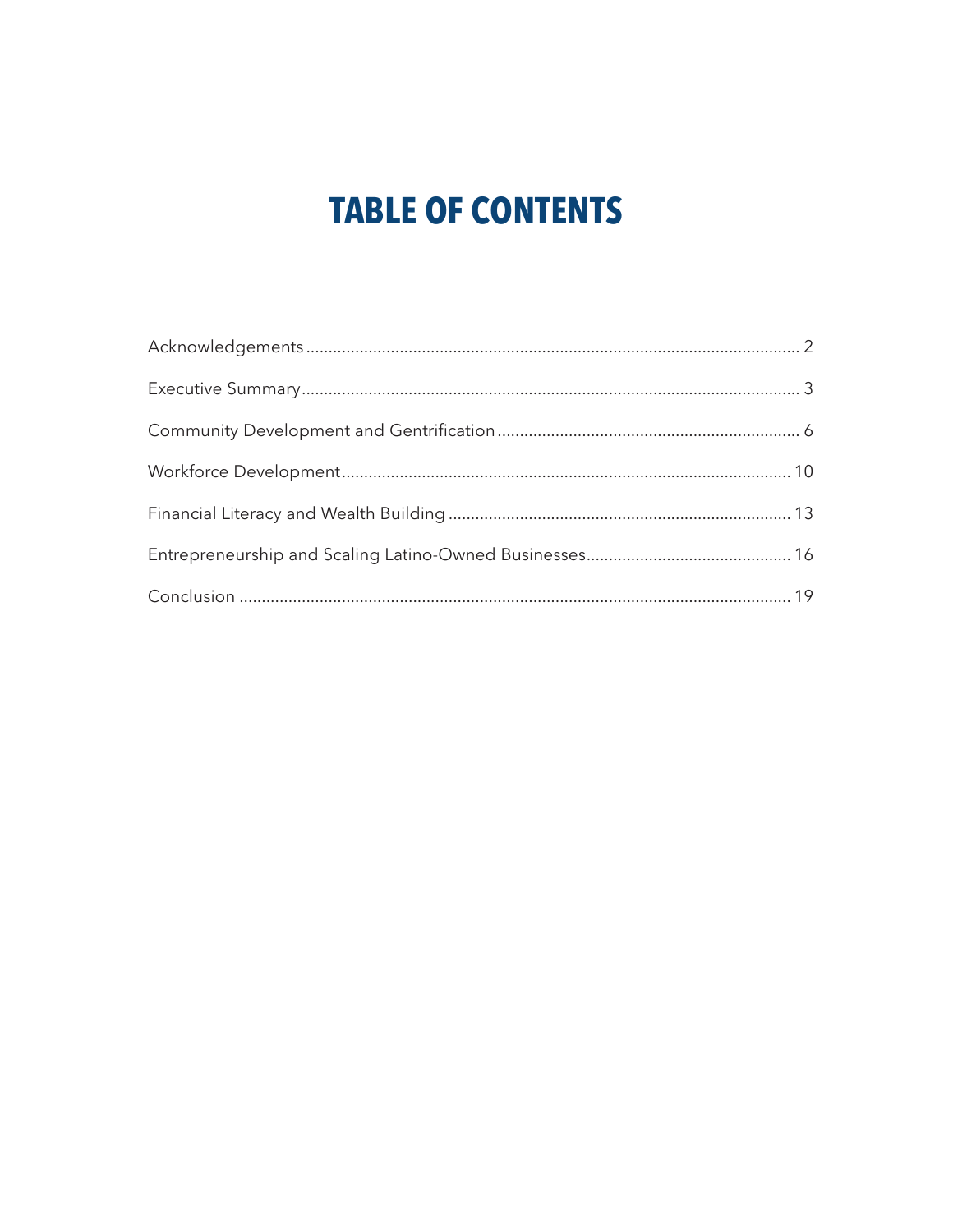# TABLE OF CONTENTS

Acknowledgements ........ 2

Executive Summary ........ 3

Community Development and Gentrification ........ 6

Workforce Development ........ 10

Financial Literacy and Wealth Building ........ 13

Entrepreneurship and Scaling Latino-Owned Businesses ........ 16

Conclusion ........ 19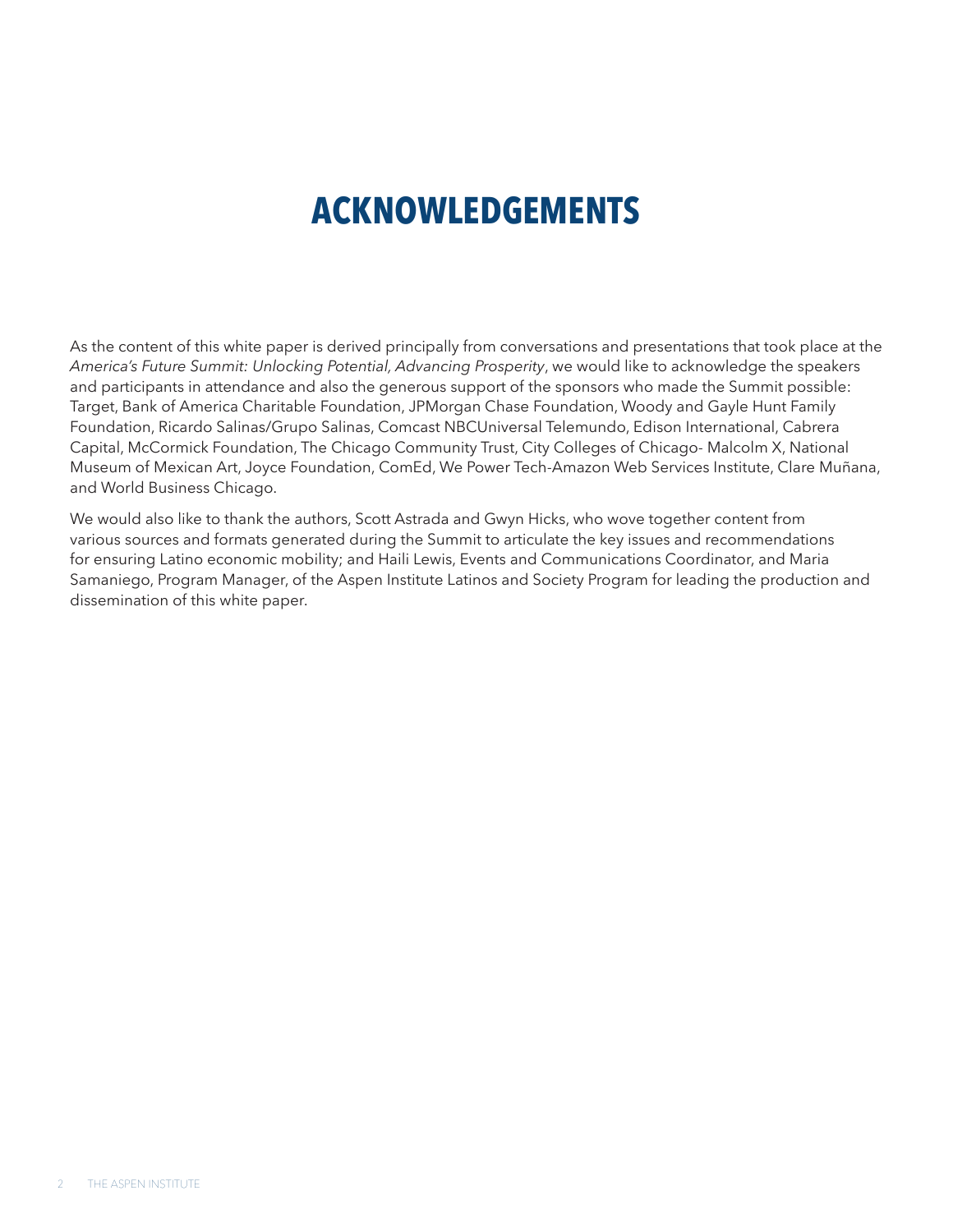# ACKNOWLEDGEMENTS

As the content of this white paper is derived principally from conversations and presentations that took place at the *America's Future Summit: Unlocking Potential, Advancing Prosperity*, we would like to acknowledge the speakers and participants in attendance and also the generous support of the sponsors who made the Summit possible: Target, Bank of America Charitable Foundation, JPMorgan Chase Foundation, Woody and Gayle Hunt Family Foundation, Ricardo Salinas/Grupo Salinas, Comcast NBCUniversal Telemundo, Edison International, Cabrera Capital, McCormick Foundation, The Chicago Community Trust, City Colleges of Chicago- Malcolm X, National Museum of Mexican Art, Joyce Foundation, ComEd, We Power Tech-Amazon Web Services Institute, Clare Muñana, and World Business Chicago.

We would also like to thank the authors, Scott Astrada and Gwyn Hicks, who wove together content from various sources and formats generated during the Summit to articulate the key issues and recommendations for ensuring Latino economic mobility; and Haili Lewis, Events and Communications Coordinator, and Maria Samaniego, Program Manager, of the Aspen Institute Latinos and Society Program for leading the production and dissemination of this white paper.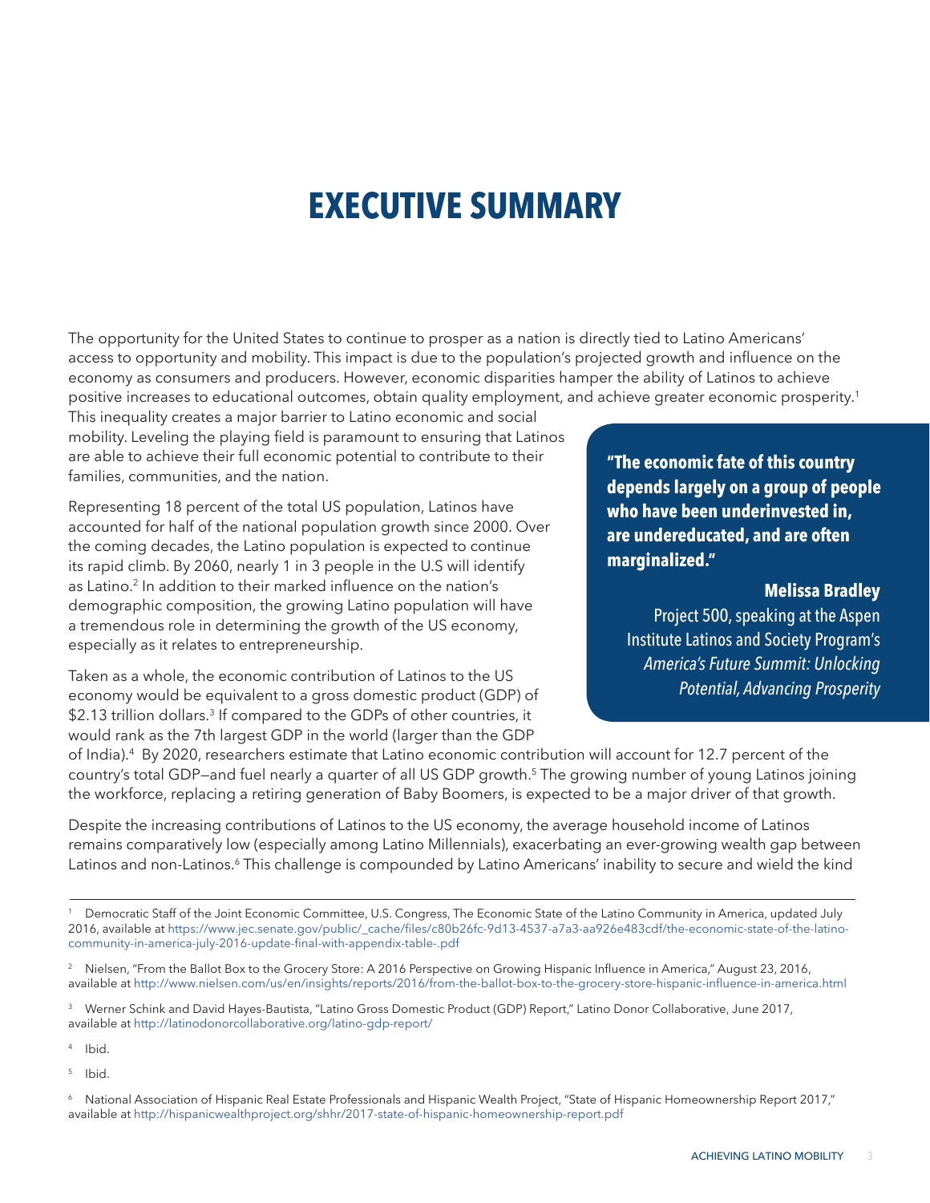# EXECUTIVE SUMMARY

The opportunity for the United States to continue to prosper as a nation is directly tied to Latino Americans' access to opportunity and mobility. This impact is due to the population's projected growth and influence on the economy as consumers and producers. However, economic disparities hamper the ability of Latinos to achieve positive increases to educational outcomes, obtain quality employment, and achieve greater economic prosperity.[1] This inequality creates a major barrier to Latino economic and social mobility. Leveling the playing field is paramount to ensuring that Latinos are able to achieve their full economic potential to contribute to their families, communities, and the nation.

> **"The economic fate of this country depends largely on a group of people who have been underinvested in, are undereducated, and are often marginalized."**
>
> **Melissa Bradley**
> Project 500, speaking at the Aspen Institute Latinos and Society Program's *America's Future Summit: Unlocking Potential, Advancing Prosperity*

Representing 18 percent of the total US population, Latinos have accounted for half of the national population growth since 2000. Over the coming decades, the Latino population is expected to continue its rapid climb. By 2060, nearly 1 in 3 people in the U.S will identify as Latino.[2] In addition to their marked influence on the nation's demographic composition, the growing Latino population will have a tremendous role in determining the growth of the US economy, especially as it relates to entrepreneurship.

Taken as a whole, the economic contribution of Latinos to the US economy would be equivalent to a gross domestic product (GDP) of $2.13 trillion dollars.[3] If compared to the GDPs of other countries, it would rank as the 7th largest GDP in the world (larger than the GDP of India).[4] By 2020, researchers estimate that Latino economic contribution will account for 12.7 percent of the country's total GDP—and fuel nearly a quarter of all US GDP growth.[5] The growing number of young Latinos joining the workforce, replacing a retiring generation of Baby Boomers, is expected to be a major driver of that growth.

Despite the increasing contributions of Latinos to the US economy, the average household income of Latinos remains comparatively low (especially among Latino Millennials), exacerbating an ever-growing wealth gap between Latinos and non-Latinos.[6] This challenge is compounded by Latino Americans' inability to secure and wield the kind

---

[1] Democratic Staff of the Joint Economic Committee, U.S. Congress, The Economic State of the Latino Community in America, updated July 2016, available at https://www.jec.senate.gov/public/_cache/files/c80b26fc-9d13-4537-a7a3-aa926e483cdf/the-economic-state-of-the-latino-community-in-america-july-2016-update-final-with-appendix-table-.pdf

[2] Nielsen, "From the Ballot Box to the Grocery Store: A 2016 Perspective on Growing Hispanic Influence in America," August 23, 2016, available at http://www.nielsen.com/us/en/insights/reports/2016/from-the-ballot-box-to-the-grocery-store-hispanic-influence-in-america.html

[3] Werner Schink and David Hayes-Bautista, "Latino Gross Domestic Product (GDP) Report," Latino Donor Collaborative, June 2017, available at http://latinodonorcollaborative.org/latino-gdp-report/

[4] Ibid.

[5] Ibid.

[6] National Association of Hispanic Real Estate Professionals and Hispanic Wealth Project, "State of Hispanic Homeownership Report 2017," available at http://hispanicwealthproject.org/shhr/2017-state-of-hispanic-homeownership-report.pdf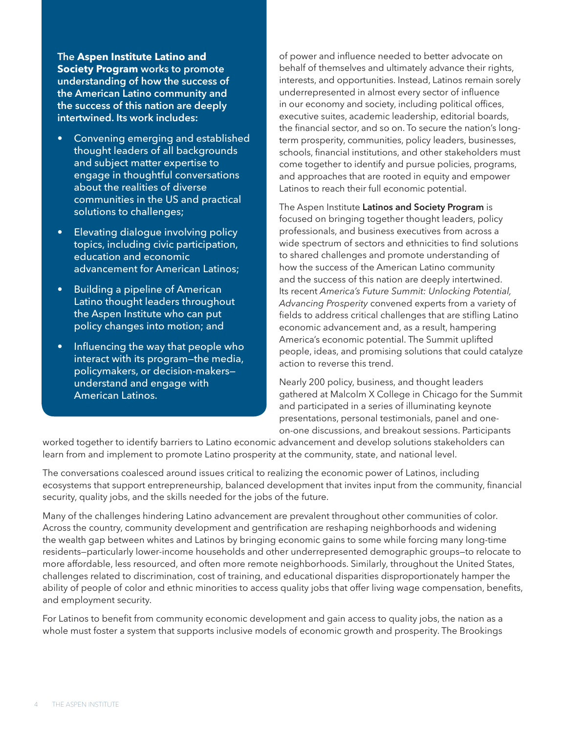**The Aspen Institute Latino and Society Program works to promote understanding of how the success of the American Latino community and the success of this nation are deeply intertwined. Its work includes:**

- Convening emerging and established thought leaders of all backgrounds and subject matter expertise to engage in thoughtful conversations about the realities of diverse communities in the US and practical solutions to challenges;
- Elevating dialogue involving policy topics, including civic participation, education and economic advancement for American Latinos;
- Building a pipeline of American Latino thought leaders throughout the Aspen Institute who can put policy changes into motion; and
- Influencing the way that people who interact with its program—the media, policymakers, or decision-makers—understand and engage with American Latinos.

of power and influence needed to better advocate on behalf of themselves and ultimately advance their rights, interests, and opportunities. Instead, Latinos remain sorely underrepresented in almost every sector of influence in our economy and society, including political offices, executive suites, academic leadership, editorial boards, the financial sector, and so on. To secure the nation's long-term prosperity, communities, policy leaders, businesses, schools, financial institutions, and other stakeholders must come together to identify and pursue policies, programs, and approaches that are rooted in equity and empower Latinos to reach their full economic potential.

The Aspen Institute **Latinos and Society Program** is focused on bringing together thought leaders, policy professionals, and business executives from across a wide spectrum of sectors and ethnicities to find solutions to shared challenges and promote understanding of how the success of the American Latino community and the success of this nation are deeply intertwined. Its recent *America's Future Summit: Unlocking Potential, Advancing Prosperity* convened experts from a variety of fields to address critical challenges that are stifling Latino economic advancement and, as a result, hampering America's economic potential. The Summit uplifted people, ideas, and promising solutions that could catalyze action to reverse this trend.

Nearly 200 policy, business, and thought leaders gathered at Malcolm X College in Chicago for the Summit and participated in a series of illuminating keynote presentations, personal testimonials, panel and one-on-one discussions, and breakout sessions. Participants worked together to identify barriers to Latino economic advancement and develop solutions stakeholders can learn from and implement to promote Latino prosperity at the community, state, and national level.

The conversations coalesced around issues critical to realizing the economic power of Latinos, including ecosystems that support entrepreneurship, balanced development that invites input from the community, financial security, quality jobs, and the skills needed for the jobs of the future.

Many of the challenges hindering Latino advancement are prevalent throughout other communities of color. Across the country, community development and gentrification are reshaping neighborhoods and widening the wealth gap between whites and Latinos by bringing economic gains to some while forcing many long-time residents—particularly lower-income households and other underrepresented demographic groups—to relocate to more affordable, less resourced, and often more remote neighborhoods. Similarly, throughout the United States, challenges related to discrimination, cost of training, and educational disparities disproportionately hamper the ability of people of color and ethnic minorities to access quality jobs that offer living wage compensation, benefits, and employment security.

For Latinos to benefit from community economic development and gain access to quality jobs, the nation as a whole must foster a system that supports inclusive models of economic growth and prosperity. The Brookings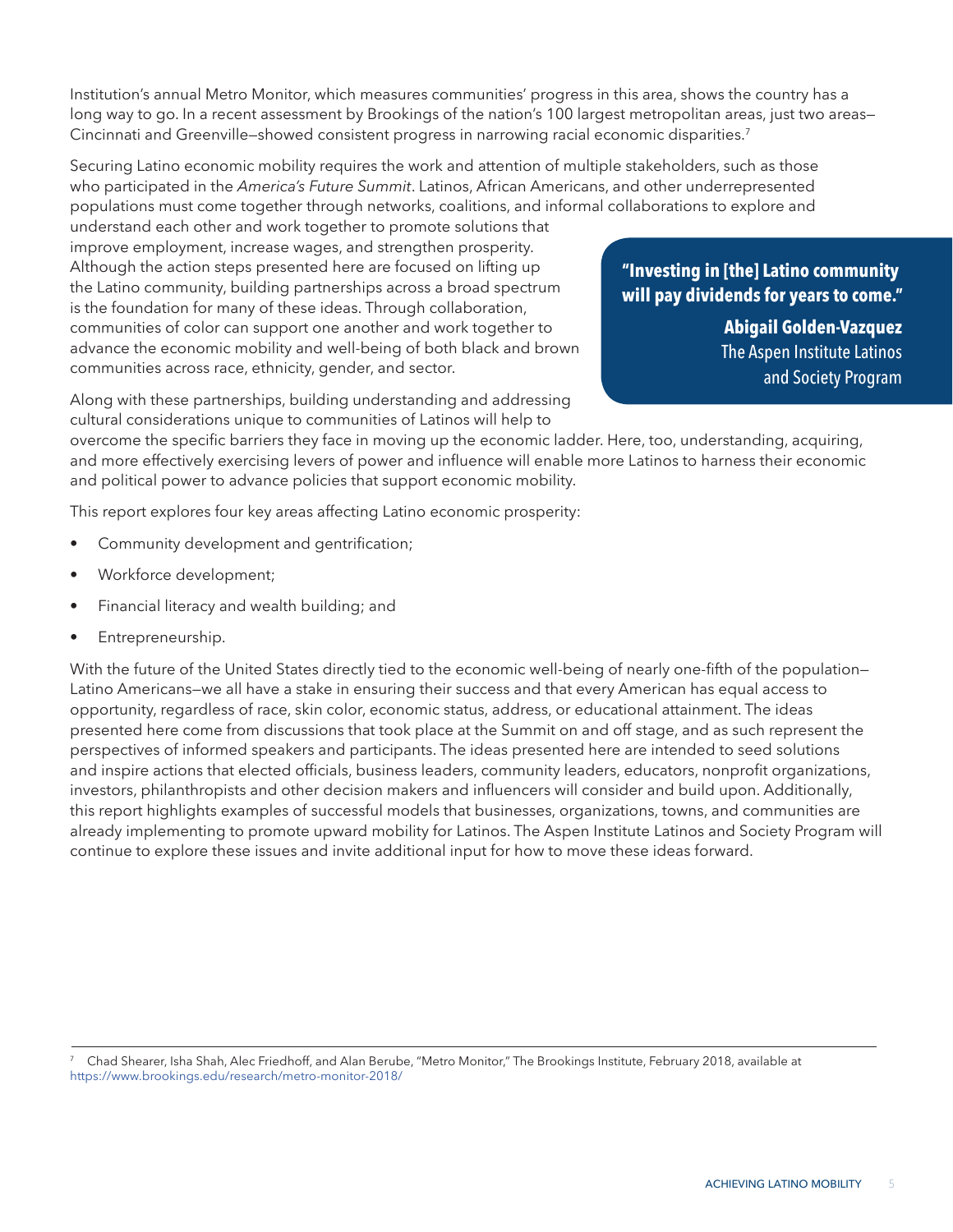Institution's annual Metro Monitor, which measures communities' progress in this area, shows the country has a long way to go. In a recent assessment by Brookings of the nation's 100 largest metropolitan areas, just two areas—Cincinnati and Greenville—showed consistent progress in narrowing racial economic disparities.[7]

Securing Latino economic mobility requires the work and attention of multiple stakeholders, such as those who participated in the *America's Future Summit*. Latinos, African Americans, and other underrepresented populations must come together through networks, coalitions, and informal collaborations to explore and understand each other and work together to promote solutions that improve employment, increase wages, and strengthen prosperity. Although the action steps presented here are focused on lifting up the Latino community, building partnerships across a broad spectrum is the foundation for many of these ideas. Through collaboration, communities of color can support one another and work together to advance the economic mobility and well-being of both black and brown communities across race, ethnicity, gender, and sector.

> **"Investing in [the] Latino community will pay dividends for years to come."**
>
> **Abigail Golden-Vazquez**
> The Aspen Institute Latinos and Society Program

Along with these partnerships, building understanding and addressing cultural considerations unique to communities of Latinos will help to overcome the specific barriers they face in moving up the economic ladder. Here, too, understanding, acquiring, and more effectively exercising levers of power and influence will enable more Latinos to harness their economic and political power to advance policies that support economic mobility.

This report explores four key areas affecting Latino economic prosperity:

- Community development and gentrification;
- Workforce development;
- Financial literacy and wealth building; and
- Entrepreneurship.

With the future of the United States directly tied to the economic well-being of nearly one-fifth of the population—Latino Americans—we all have a stake in ensuring their success and that every American has equal access to opportunity, regardless of race, skin color, economic status, address, or educational attainment. The ideas presented here come from discussions that took place at the Summit on and off stage, and as such represent the perspectives of informed speakers and participants. The ideas presented here are intended to seed solutions and inspire actions that elected officials, business leaders, community leaders, educators, nonprofit organizations, investors, philanthropists and other decision makers and influencers will consider and build upon. Additionally, this report highlights examples of successful models that businesses, organizations, towns, and communities are already implementing to promote upward mobility for Latinos. The Aspen Institute Latinos and Society Program will continue to explore these issues and invite additional input for how to move these ideas forward.

---

[7] Chad Shearer, Isha Shah, Alec Friedhoff, and Alan Berube, "Metro Monitor," The Brookings Institute, February 2018, available at https://www.brookings.edu/research/metro-monitor-2018/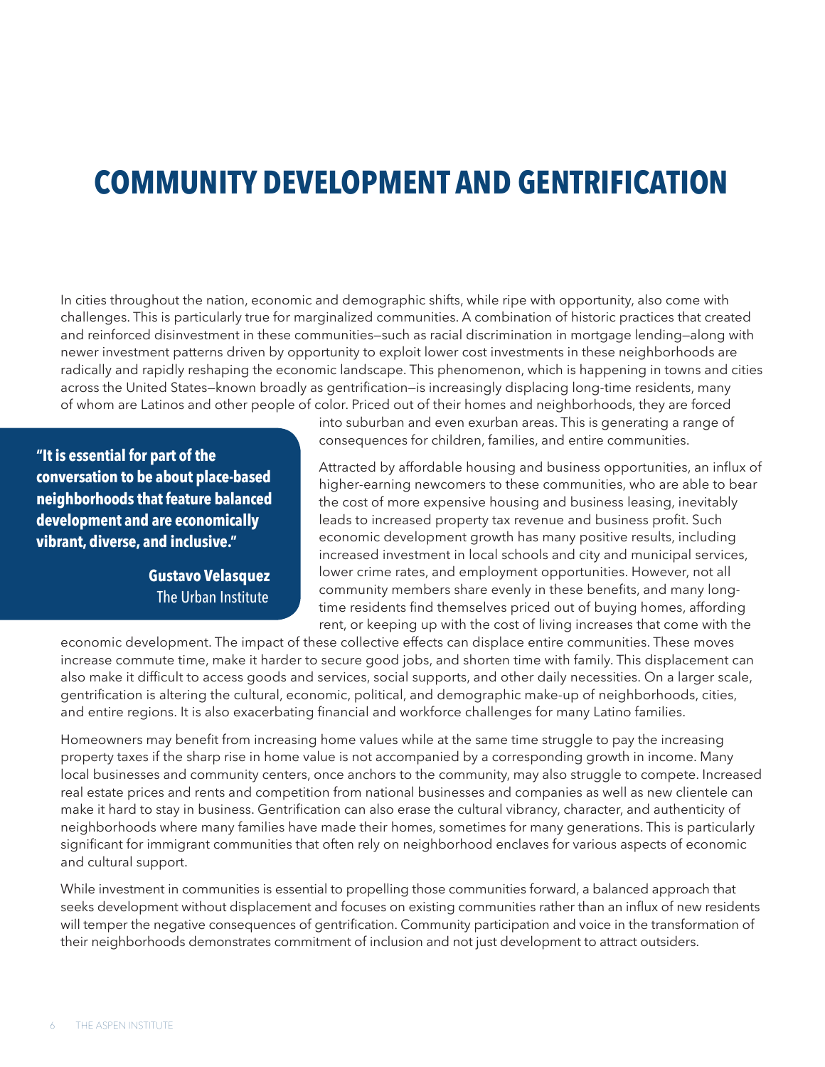// COMMUNITY DEVELOPMENT AND GENTRIFICATION

# COMMUNITY DEVELOPMENT AND GENTRIFICATION

In cities throughout the nation, economic and demographic shifts, while ripe with opportunity, also come with challenges. This is particularly true for marginalized communities. A combination of historic practices that created and reinforced disinvestment in these communities—such as racial discrimination in mortgage lending—along with newer investment patterns driven by opportunity to exploit lower cost investments in these neighborhoods are radically and rapidly reshaping the economic landscape. This phenomenon, which is happening in towns and cities across the United States—known broadly as gentrification—is increasingly displacing long-time residents, many of whom are Latinos and other people of color. Priced out of their homes and neighborhoods, they are forced into suburban and even exurban areas. This is generating a range of consequences for children, families, and entire communities.

> **"It is essential for part of the conversation to be about place-based neighborhoods that feature balanced development and are economically vibrant, diverse, and inclusive."**
>
> **Gustavo Velasquez**
> The Urban Institute

Attracted by affordable housing and business opportunities, an influx of higher-earning newcomers to these communities, who are able to bear the cost of more expensive housing and business leasing, inevitably leads to increased property tax revenue and business profit. Such economic development growth has many positive results, including increased investment in local schools and city and municipal services, lower crime rates, and employment opportunities. However, not all community members share evenly in these benefits, and many long-time residents find themselves priced out of buying homes, affording rent, or keeping up with the cost of living increases that come with the economic development. The impact of these collective effects can displace entire communities. These moves increase commute time, make it harder to secure good jobs, and shorten time with family. This displacement can also make it difficult to access goods and services, social supports, and other daily necessities. On a larger scale, gentrification is altering the cultural, economic, political, and demographic make-up of neighborhoods, cities, and entire regions. It is also exacerbating financial and workforce challenges for many Latino families.

Homeowners may benefit from increasing home values while at the same time struggle to pay the increasing property taxes if the sharp rise in home value is not accompanied by a corresponding growth in income. Many local businesses and community centers, once anchors to the community, may also struggle to compete. Increased real estate prices and rents and competition from national businesses and companies as well as new clientele can make it hard to stay in business. Gentrification can also erase the cultural vibrancy, character, and authenticity of neighborhoods where many families have made their homes, sometimes for many generations. This is particularly significant for immigrant communities that often rely on neighborhood enclaves for various aspects of economic and cultural support.

While investment in communities is essential to propelling those communities forward, a balanced approach that seeks development without displacement and focuses on existing communities rather than an influx of new residents will temper the negative consequences of gentrification. Community participation and voice in the transformation of their neighborhoods demonstrates commitment of inclusion and not just development to attract outsiders.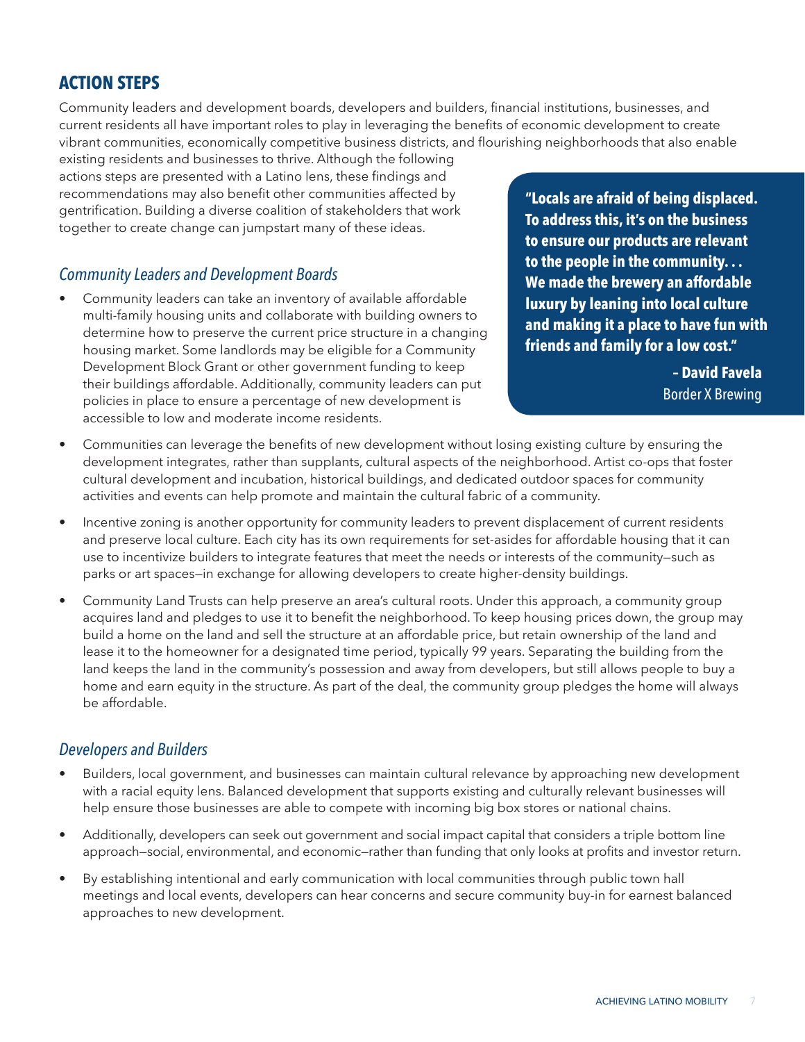## ACTION STEPS

Community leaders and development boards, developers and builders, financial institutions, businesses, and current residents all have important roles to play in leveraging the benefits of economic development to create vibrant communities, economically competitive business districts, and flourishing neighborhoods that also enable existing residents and businesses to thrive. Although the following actions steps are presented with a Latino lens, these findings and recommendations may also benefit other communities affected by gentrification. Building a diverse coalition of stakeholders that work together to create change can jumpstart many of these ideas.

> **"Locals are afraid of being displaced. To address this, it's on the business to ensure our products are relevant to the people in the community. . . We made the brewery an affordable luxury by leaning into local culture and making it a place to have fun with friends and family for a low cost."**
>
> **– David Favela**
> Border X Brewing

### *Community Leaders and Development Boards*

- Community leaders can take an inventory of available affordable multi-family housing units and collaborate with building owners to determine how to preserve the current price structure in a changing housing market. Some landlords may be eligible for a Community Development Block Grant or other government funding to keep their buildings affordable. Additionally, community leaders can put policies in place to ensure a percentage of new development is accessible to low and moderate income residents.
- Communities can leverage the benefits of new development without losing existing culture by ensuring the development integrates, rather than supplants, cultural aspects of the neighborhood. Artist co-ops that foster cultural development and incubation, historical buildings, and dedicated outdoor spaces for community activities and events can help promote and maintain the cultural fabric of a community.
- Incentive zoning is another opportunity for community leaders to prevent displacement of current residents and preserve local culture. Each city has its own requirements for set-asides for affordable housing that it can use to incentivize builders to integrate features that meet the needs or interests of the community—such as parks or art spaces—in exchange for allowing developers to create higher-density buildings.
- Community Land Trusts can help preserve an area's cultural roots. Under this approach, a community group acquires land and pledges to use it to benefit the neighborhood. To keep housing prices down, the group may build a home on the land and sell the structure at an affordable price, but retain ownership of the land and lease it to the homeowner for a designated time period, typically 99 years. Separating the building from the land keeps the land in the community's possession and away from developers, but still allows people to buy a home and earn equity in the structure. As part of the deal, the community group pledges the home will always be affordable.

### *Developers and Builders*

- Builders, local government, and businesses can maintain cultural relevance by approaching new development with a racial equity lens. Balanced development that supports existing and culturally relevant businesses will help ensure those businesses are able to compete with incoming big box stores or national chains.
- Additionally, developers can seek out government and social impact capital that considers a triple bottom line approach—social, environmental, and economic—rather than funding that only looks at profits and investor return.
- By establishing intentional and early communication with local communities through public town hall meetings and local events, developers can hear concerns and secure community buy-in for earnest balanced approaches to new development.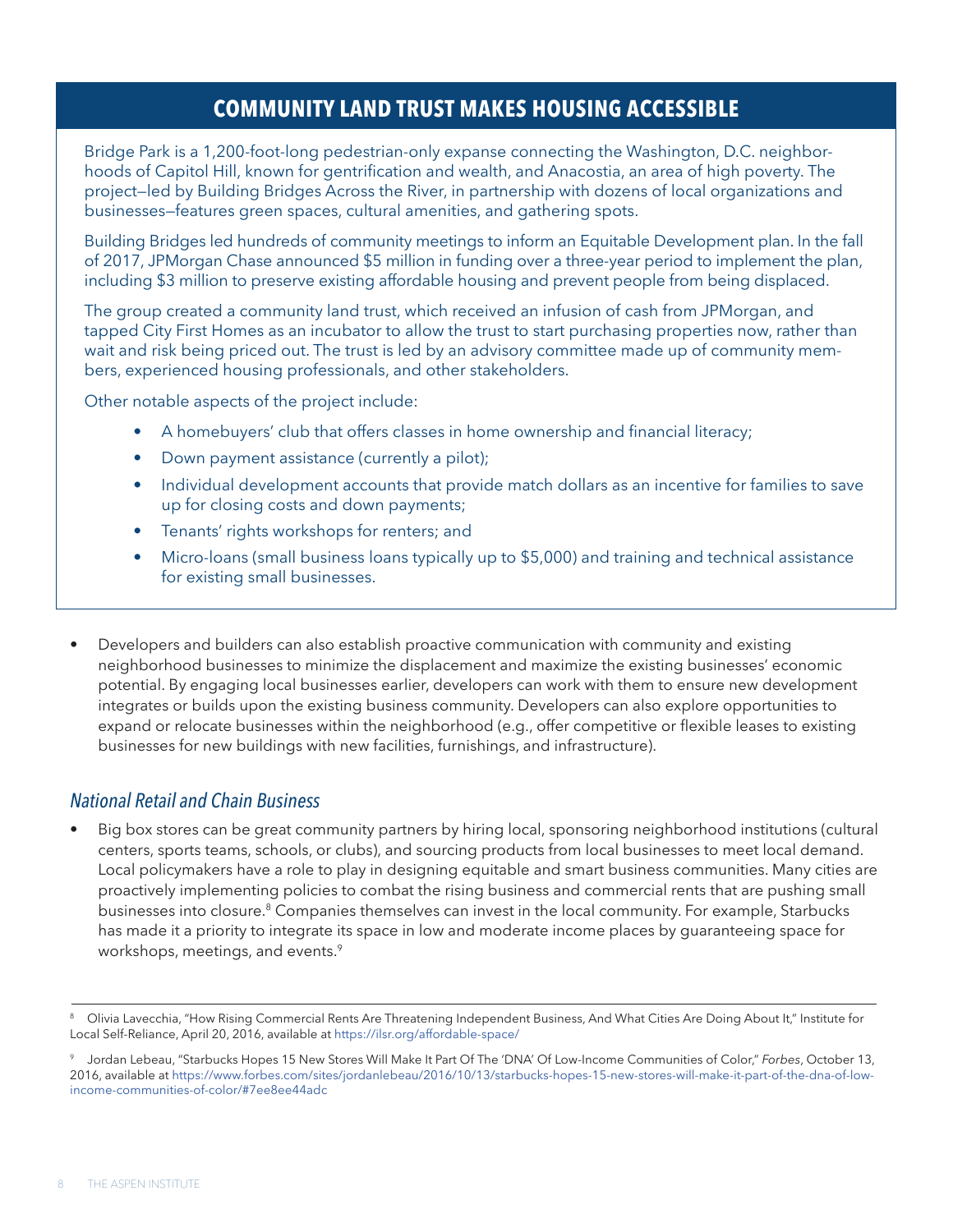## COMMUNITY LAND TRUST MAKES HOUSING ACCESSIBLE

Bridge Park is a 1,200-foot-long pedestrian-only expanse connecting the Washington, D.C. neighborhoods of Capitol Hill, known for gentrification and wealth, and Anacostia, an area of high poverty. The project—led by Building Bridges Across the River, in partnership with dozens of local organizations and businesses—features green spaces, cultural amenities, and gathering spots.

Building Bridges led hundreds of community meetings to inform an Equitable Development plan. In the fall of 2017, JPMorgan Chase announced $5 million in funding over a three-year period to implement the plan, including $3 million to preserve existing affordable housing and prevent people from being displaced.

The group created a community land trust, which received an infusion of cash from JPMorgan, and tapped City First Homes as an incubator to allow the trust to start purchasing properties now, rather than wait and risk being priced out. The trust is led by an advisory committee made up of community members, experienced housing professionals, and other stakeholders.

Other notable aspects of the project include:

- A homebuyers' club that offers classes in home ownership and financial literacy;
- Down payment assistance (currently a pilot);
- Individual development accounts that provide match dollars as an incentive for families to save up for closing costs and down payments;
- Tenants' rights workshops for renters; and
- Micro-loans (small business loans typically up to $5,000) and training and technical assistance for existing small businesses.

- Developers and builders can also establish proactive communication with community and existing neighborhood businesses to minimize the displacement and maximize the existing businesses' economic potential. By engaging local businesses earlier, developers can work with them to ensure new development integrates or builds upon the existing business community. Developers can also explore opportunities to expand or relocate businesses within the neighborhood (e.g., offer competitive or flexible leases to existing businesses for new buildings with new facilities, furnishings, and infrastructure).

### *National Retail and Chain Business*

- Big box stores can be great community partners by hiring local, sponsoring neighborhood institutions (cultural centers, sports teams, schools, or clubs), and sourcing products from local businesses to meet local demand. Local policymakers have a role to play in designing equitable and smart business communities. Many cities are proactively implementing policies to combat the rising business and commercial rents that are pushing small businesses into closure.[8] Companies themselves can invest in the local community. For example, Starbucks has made it a priority to integrate its space in low and moderate income places by guaranteeing space for workshops, meetings, and events.[9]

---

[8] Olivia Lavecchia, "How Rising Commercial Rents Are Threatening Independent Business, And What Cities Are Doing About It," Institute for Local Self-Reliance, April 20, 2016, available at https://ilsr.org/affordable-space/

[9] Jordan Lebeau, "Starbucks Hopes 15 New Stores Will Make It Part Of The 'DNA' Of Low-Income Communities of Color," *Forbes*, October 13, 2016, available at https://www.forbes.com/sites/jordanlebeau/2016/10/13/starbucks-hopes-15-new-stores-will-make-it-part-of-the-dna-of-low-income-communities-of-color/#7ee8ee44adc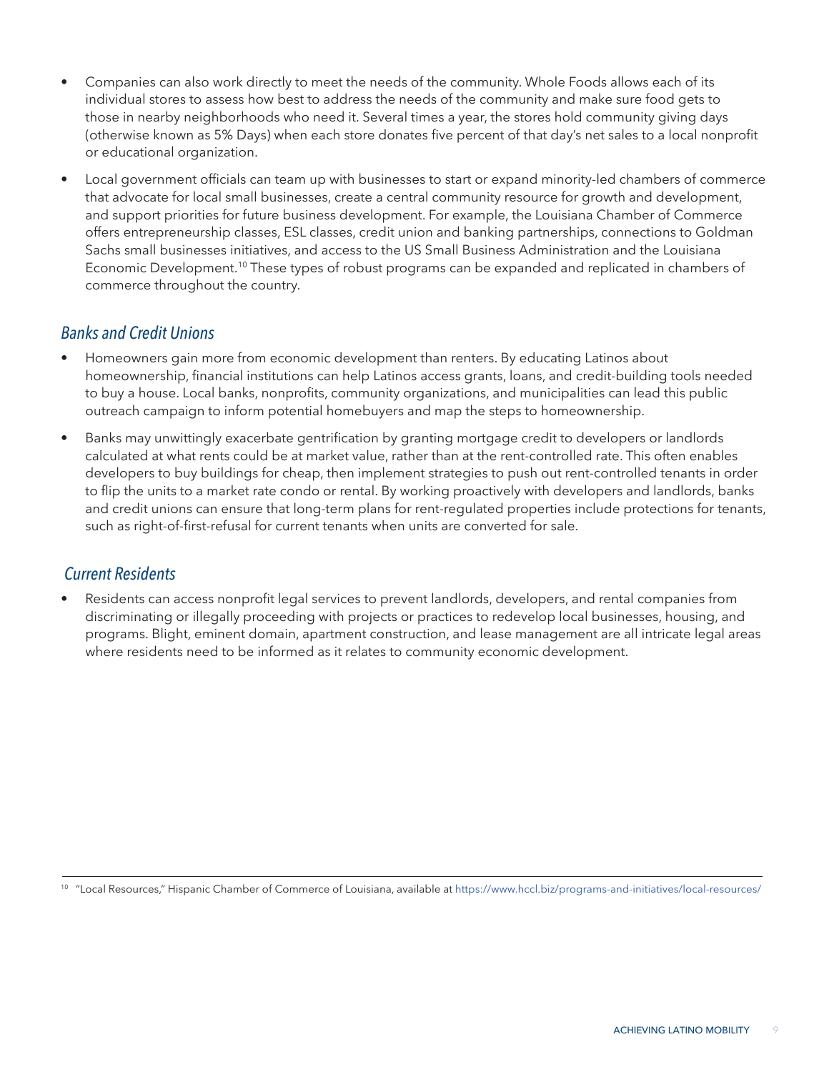- Companies can also work directly to meet the needs of the community. Whole Foods allows each of its individual stores to assess how best to address the needs of the community and make sure food gets to those in nearby neighborhoods who need it. Several times a year, the stores hold community giving days (otherwise known as 5% Days) when each store donates five percent of that day's net sales to a local nonprofit or educational organization.
- Local government officials can team up with businesses to start or expand minority-led chambers of commerce that advocate for local small businesses, create a central community resource for growth and development, and support priorities for future business development. For example, the Louisiana Chamber of Commerce offers entrepreneurship classes, ESL classes, credit union and banking partnerships, connections to Goldman Sachs small businesses initiatives, and access to the US Small Business Administration and the Louisiana Economic Development.[10] These types of robust programs can be expanded and replicated in chambers of commerce throughout the country.

### *Banks and Credit Unions*

- Homeowners gain more from economic development than renters. By educating Latinos about homeownership, financial institutions can help Latinos access grants, loans, and credit-building tools needed to buy a house. Local banks, nonprofits, community organizations, and municipalities can lead this public outreach campaign to inform potential homebuyers and map the steps to homeownership.
- Banks may unwittingly exacerbate gentrification by granting mortgage credit to developers or landlords calculated at what rents could be at market value, rather than at the rent-controlled rate. This often enables developers to buy buildings for cheap, then implement strategies to push out rent-controlled tenants in order to flip the units to a market rate condo or rental. By working proactively with developers and landlords, banks and credit unions can ensure that long-term plans for rent-regulated properties include protections for tenants, such as right-of-first-refusal for current tenants when units are converted for sale.

### *Current Residents*

- Residents can access nonprofit legal services to prevent landlords, developers, and rental companies from discriminating or illegally proceeding with projects or practices to redevelop local businesses, housing, and programs. Blight, eminent domain, apartment construction, and lease management are all intricate legal areas where residents need to be informed as it relates to community economic development.

---

[10] "Local Resources," Hispanic Chamber of Commerce of Louisiana, available at https://www.hccl.biz/programs-and-initiatives/local-resources/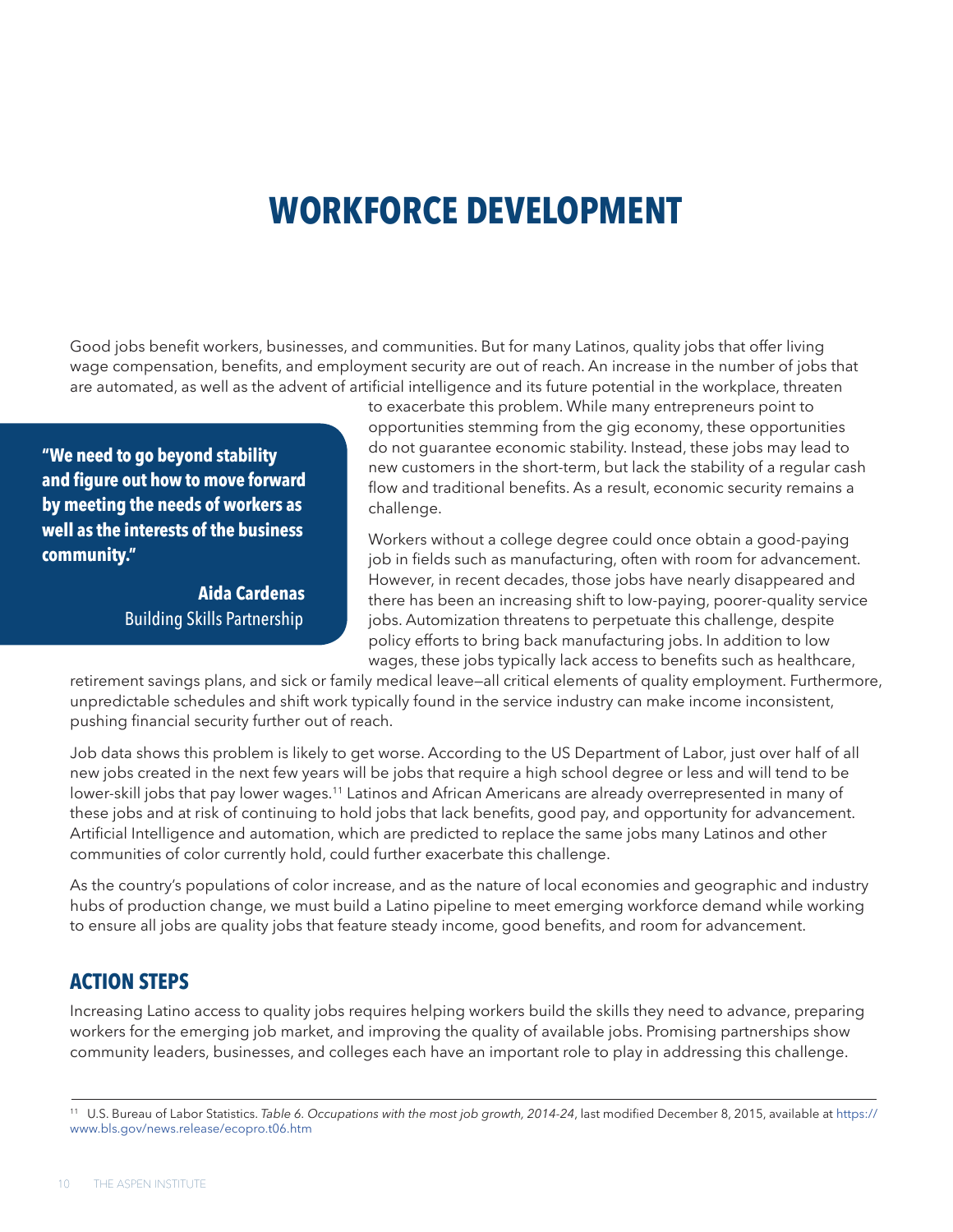# WORKFORCE DEVELOPMENT

Good jobs benefit workers, businesses, and communities. But for many Latinos, quality jobs that offer living wage compensation, benefits, and employment security are out of reach. An increase in the number of jobs that are automated, as well as the advent of artificial intelligence and its future potential in the workplace, threaten to exacerbate this problem. While many entrepreneurs point to opportunities stemming from the gig economy, these opportunities do not guarantee economic stability. Instead, these jobs may lead to new customers in the short-term, but lack the stability of a regular cash flow and traditional benefits. As a result, economic security remains a challenge.

> **"We need to go beyond stability and figure out how to move forward by meeting the needs of workers as well as the interests of the business community."**
>
> **Aida Cardenas**
> Building Skills Partnership

Workers without a college degree could once obtain a good-paying job in fields such as manufacturing, often with room for advancement. However, in recent decades, those jobs have nearly disappeared and there has been an increasing shift to low-paying, poorer-quality service jobs. Automization threatens to perpetuate this challenge, despite policy efforts to bring back manufacturing jobs. In addition to low wages, these jobs typically lack access to benefits such as healthcare, retirement savings plans, and sick or family medical leave—all critical elements of quality employment. Furthermore, unpredictable schedules and shift work typically found in the service industry can make income inconsistent, pushing financial security further out of reach.

Job data shows this problem is likely to get worse. According to the US Department of Labor, just over half of all new jobs created in the next few years will be jobs that require a high school degree or less and will tend to be lower-skill jobs that pay lower wages.[11] Latinos and African Americans are already overrepresented in many of these jobs and at risk of continuing to hold jobs that lack benefits, good pay, and opportunity for advancement. Artificial Intelligence and automation, which are predicted to replace the same jobs many Latinos and other communities of color currently hold, could further exacerbate this challenge.

As the country's populations of color increase, and as the nature of local economies and geographic and industry hubs of production change, we must build a Latino pipeline to meet emerging workforce demand while working to ensure all jobs are quality jobs that feature steady income, good benefits, and room for advancement.

## ACTION STEPS

Increasing Latino access to quality jobs requires helping workers build the skills they need to advance, preparing workers for the emerging job market, and improving the quality of available jobs. Promising partnerships show community leaders, businesses, and colleges each have an important role to play in addressing this challenge.

---

[11] U.S. Bureau of Labor Statistics. *Table 6. Occupations with the most job growth, 2014-24*, last modified December 8, 2015, available at https://www.bls.gov/news.release/ecopro.t06.htm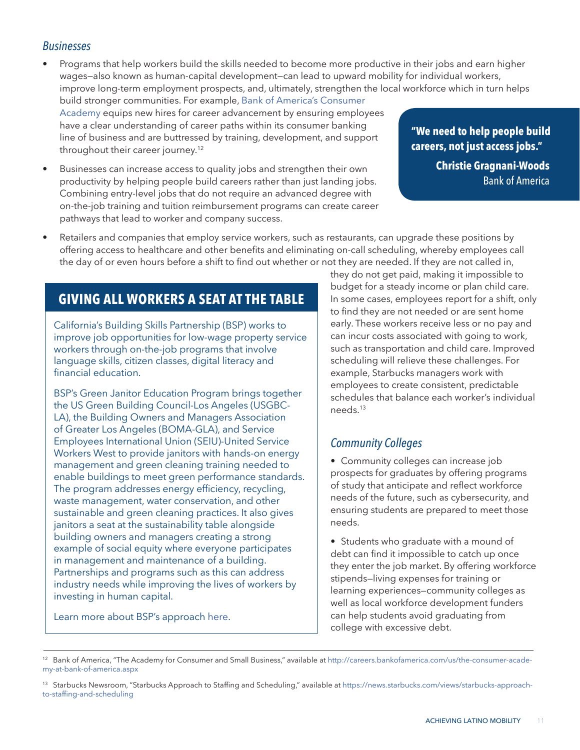### *Businesses*

- Programs that help workers build the skills needed to become more productive in their jobs and earn higher wages—also known as human-capital development—can lead to upward mobility for individual workers, improve long-term employment prospects, and, ultimately, strengthen the local workforce which in turn helps build stronger communities. For example, Bank of America's Consumer Academy equips new hires for career advancement by ensuring employees have a clear understanding of career paths within its consumer banking line of business and are buttressed by training, development, and support throughout their career journey.[12]

- Businesses can increase access to quality jobs and strengthen their own productivity by helping people build careers rather than just landing jobs. Combining entry-level jobs that do not require an advanced degree with on-the-job training and tuition reimbursement programs can create career pathways that lead to worker and company success.

> **"We need to help people build careers, not just access jobs."**
>
> **Christie Gragnani-Woods**
> Bank of America

- Retailers and companies that employ service workers, such as restaurants, can upgrade these positions by offering access to healthcare and other benefits and eliminating on-call scheduling, whereby employees call the day of or even hours before a shift to find out whether or not they are needed. If they are not called in, they do not get paid, making it impossible to budget for a steady income or plan child care. In some cases, employees report for a shift, only to find they are not needed or are sent home early. These workers receive less or no pay and can incur costs associated with going to work, such as transportation and child care. Improved scheduling will relieve these challenges. For example, Starbucks managers work with employees to create consistent, predictable schedules that balance each worker's individual needs.[13]

## GIVING ALL WORKERS A SEAT AT THE TABLE

California's Building Skills Partnership (BSP) works to improve job opportunities for low-wage property service workers through on-the-job programs that involve language skills, citizen classes, digital literacy and financial education.

BSP's Green Janitor Education Program brings together the US Green Building Council-Los Angeles (USGBC-LA), the Building Owners and Managers Association of Greater Los Angeles (BOMA-GLA), and Service Employees International Union (SEIU)-United Service Workers West to provide janitors with hands-on energy management and green cleaning training needed to enable buildings to meet green performance standards. The program addresses energy efficiency, recycling, waste management, water conservation, and other sustainable and green cleaning practices. It also gives janitors a seat at the sustainability table alongside building owners and managers creating a strong example of social equity where everyone participates in management and maintenance of a building. Partnerships and programs such as this can address industry needs while improving the lives of workers by investing in human capital.

Learn more about BSP's approach here.

### *Community Colleges*

- Community colleges can increase job prospects for graduates by offering programs of study that anticipate and reflect workforce needs of the future, such as cybersecurity, and ensuring students are prepared to meet those needs.

- Students who graduate with a mound of debt can find it impossible to catch up once they enter the job market. By offering workforce stipends—living expenses for training or learning experiences—community colleges as well as local workforce development funders can help students avoid graduating from college with excessive debt.

---

[12] Bank of America, "The Academy for Consumer and Small Business," available at http://careers.bankofamerica.com/us/the-consumer-academy-at-bank-of-america.aspx

[13] Starbucks Newsroom, "Starbucks Approach to Staffing and Scheduling," available at https://news.starbucks.com/views/starbucks-approach-to-staffing-and-scheduling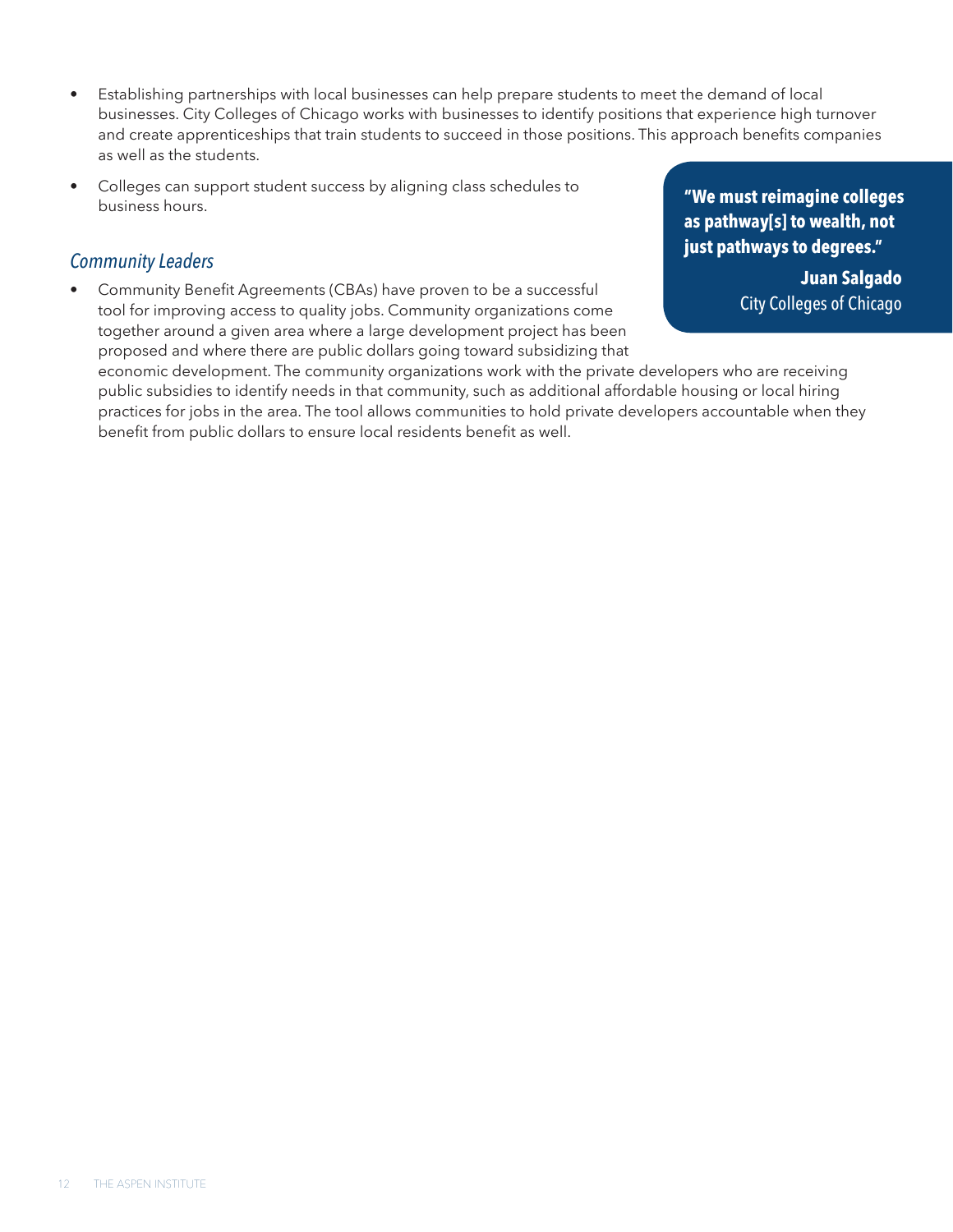- Establishing partnerships with local businesses can help prepare students to meet the demand of local businesses. City Colleges of Chicago works with businesses to identify positions that experience high turnover and create apprenticeships that train students to succeed in those positions. This approach benefits companies as well as the students.
- Colleges can support student success by aligning class schedules to business hours.

> **"We must reimagine colleges as pathway[s] to wealth, not just pathways to degrees."**
>
> **Juan Salgado**
> City Colleges of Chicago

### *Community Leaders*

- Community Benefit Agreements (CBAs) have proven to be a successful tool for improving access to quality jobs. Community organizations come together around a given area where a large development project has been proposed and where there are public dollars going toward subsidizing that economic development. The community organizations work with the private developers who are receiving public subsidies to identify needs in that community, such as additional affordable housing or local hiring practices for jobs in the area. The tool allows communities to hold private developers accountable when they benefit from public dollars to ensure local residents benefit as well.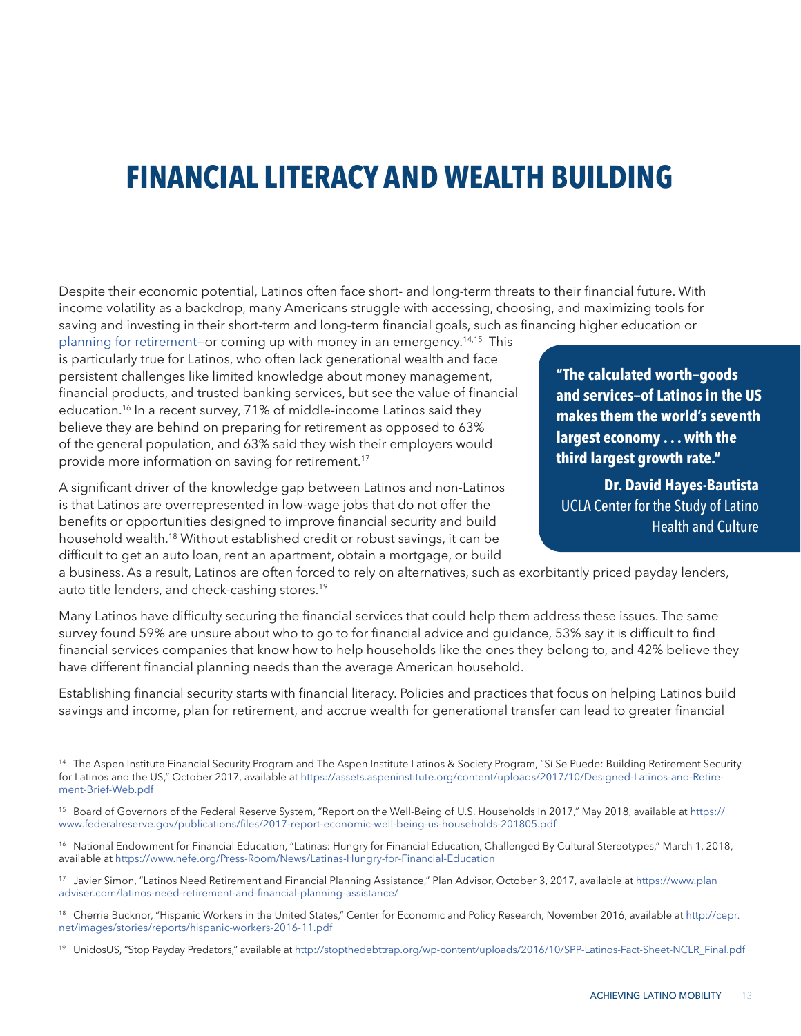# FINANCIAL LITERACY AND WEALTH BUILDING

Despite their economic potential, Latinos often face short- and long-term threats to their financial future. With income volatility as a backdrop, many Americans struggle with accessing, choosing, and maximizing tools for saving and investing in their short-term and long-term financial goals, such as financing higher education or planning for retirement—or coming up with money in an emergency.[14,15] This is particularly true for Latinos, who often lack generational wealth and face persistent challenges like limited knowledge about money management, financial products, and trusted banking services, but see the value of financial education.[16] In a recent survey, 71% of middle-income Latinos said they believe they are behind on preparing for retirement as opposed to 63% of the general population, and 63% said they wish their employers would provide more information on saving for retirement.[17]

> **"The calculated worth—goods and services—of Latinos in the US makes them the world's seventh largest economy . . . with the third largest growth rate."**
>
> **Dr. David Hayes-Bautista**
> UCLA Center for the Study of Latino Health and Culture

A significant driver of the knowledge gap between Latinos and non-Latinos is that Latinos are overrepresented in low-wage jobs that do not offer the benefits or opportunities designed to improve financial security and build household wealth.[18] Without established credit or robust savings, it can be difficult to get an auto loan, rent an apartment, obtain a mortgage, or build a business. As a result, Latinos are often forced to rely on alternatives, such as exorbitantly priced payday lenders, auto title lenders, and check-cashing stores.[19]

Many Latinos have difficulty securing the financial services that could help them address these issues. The same survey found 59% are unsure about who to go to for financial advice and guidance, 53% say it is difficult to find financial services companies that know how to help households like the ones they belong to, and 42% believe they have different financial planning needs than the average American household.

Establishing financial security starts with financial literacy. Policies and practices that focus on helping Latinos build savings and income, plan for retirement, and accrue wealth for generational transfer can lead to greater financial

---

[14] The Aspen Institute Financial Security Program and The Aspen Institute Latinos & Society Program, "Sí Se Puede: Building Retirement Security for Latinos and the US," October 2017, available at https://assets.aspeninstitute.org/content/uploads/2017/10/Designed-Latinos-and-Retirement-Brief-Web.pdf

[15] Board of Governors of the Federal Reserve System, "Report on the Well-Being of U.S. Households in 2017," May 2018, available at https://www.federalreserve.gov/publications/files/2017-report-economic-well-being-us-households-201805.pdf

[16] National Endowment for Financial Education, "Latinas: Hungry for Financial Education, Challenged By Cultural Stereotypes," March 1, 2018, available at https://www.nefe.org/Press-Room/News/Latinas-Hungry-for-Financial-Education

[17] Javier Simon, "Latinos Need Retirement and Financial Planning Assistance," Plan Advisor, October 3, 2017, available at https://www.planadviser.com/latinos-need-retirement-and-financial-planning-assistance/

[18] Cherrie Bucknor, "Hispanic Workers in the United States," Center for Economic and Policy Research, November 2016, available at http://cepr.net/images/stories/reports/hispanic-workers-2016-11.pdf

[19] UnidosUS, "Stop Payday Predators," available at http://stopthedebttrap.org/wp-content/uploads/2016/10/SPP-Latinos-Fact-Sheet-NCLR_Final.pdf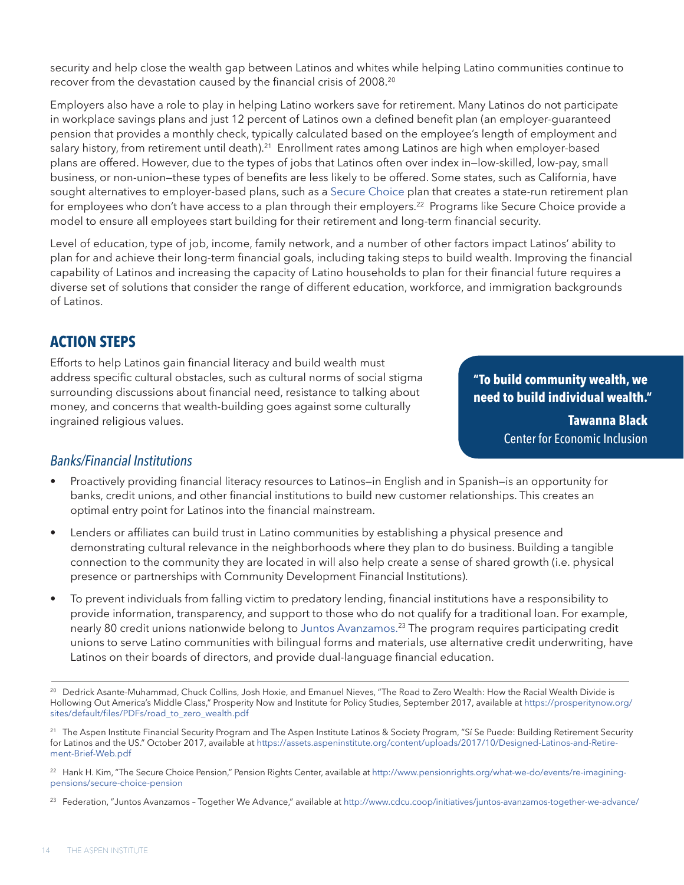security and help close the wealth gap between Latinos and whites while helping Latino communities continue to recover from the devastation caused by the financial crisis of 2008.[20]

Employers also have a role to play in helping Latino workers save for retirement. Many Latinos do not participate in workplace savings plans and just 12 percent of Latinos own a defined benefit plan (an employer-guaranteed pension that provides a monthly check, typically calculated based on the employee's length of employment and salary history, from retirement until death).[21] Enrollment rates among Latinos are high when employer-based plans are offered. However, due to the types of jobs that Latinos often over index in—low-skilled, low-pay, small business, or non-union—these types of benefits are less likely to be offered. Some states, such as California, have sought alternatives to employer-based plans, such as a Secure Choice plan that creates a state-run retirement plan for employees who don't have access to a plan through their employers.[22] Programs like Secure Choice provide a model to ensure all employees start building for their retirement and long-term financial security.

Level of education, type of job, income, family network, and a number of other factors impact Latinos' ability to plan for and achieve their long-term financial goals, including taking steps to build wealth. Improving the financial capability of Latinos and increasing the capacity of Latino households to plan for their financial future requires a diverse set of solutions that consider the range of different education, workforce, and immigration backgrounds of Latinos.

## ACTION STEPS

Efforts to help Latinos gain financial literacy and build wealth must address specific cultural obstacles, such as cultural norms of social stigma surrounding discussions about financial need, resistance to talking about money, and concerns that wealth-building goes against some culturally ingrained religious values.

> **"To build community wealth, we need to build individual wealth."**
>
> **Tawanna Black**
> Center for Economic Inclusion

### *Banks/Financial Institutions*

- Proactively providing financial literacy resources to Latinos—in English and in Spanish—is an opportunity for banks, credit unions, and other financial institutions to build new customer relationships. This creates an optimal entry point for Latinos into the financial mainstream.
- Lenders or affiliates can build trust in Latino communities by establishing a physical presence and demonstrating cultural relevance in the neighborhoods where they plan to do business. Building a tangible connection to the community they are located in will also help create a sense of shared growth (i.e. physical presence or partnerships with Community Development Financial Institutions).
- To prevent individuals from falling victim to predatory lending, financial institutions have a responsibility to provide information, transparency, and support to those who do not qualify for a traditional loan. For example, nearly 80 credit unions nationwide belong to Juntos Avanzamos.[23] The program requires participating credit unions to serve Latino communities with bilingual forms and materials, use alternative credit underwriting, have Latinos on their boards of directors, and provide dual-language financial education.

---

[20] Dedrick Asante-Muhammad, Chuck Collins, Josh Hoxie, and Emanuel Nieves, "The Road to Zero Wealth: How the Racial Wealth Divide is Hollowing Out America's Middle Class," Prosperity Now and Institute for Policy Studies, September 2017, available at https://prosperitynow.org/sites/default/files/PDFs/road_to_zero_wealth.pdf

[21] The Aspen Institute Financial Security Program and The Aspen Institute Latinos & Society Program, "Sí Se Puede: Building Retirement Security for Latinos and the US." October 2017, available at https://assets.aspeninstitute.org/content/uploads/2017/10/Designed-Latinos-and-Retirement-Brief-Web.pdf

[22] Hank H. Kim, "The Secure Choice Pension," Pension Rights Center, available at http://www.pensionrights.org/what-we-do/events/re-imagining-pensions/secure-choice-pension

[23] Federation, "Juntos Avanzamos – Together We Advance," available at http://www.cdcu.coop/initiatives/juntos-avanzamos-together-we-advance/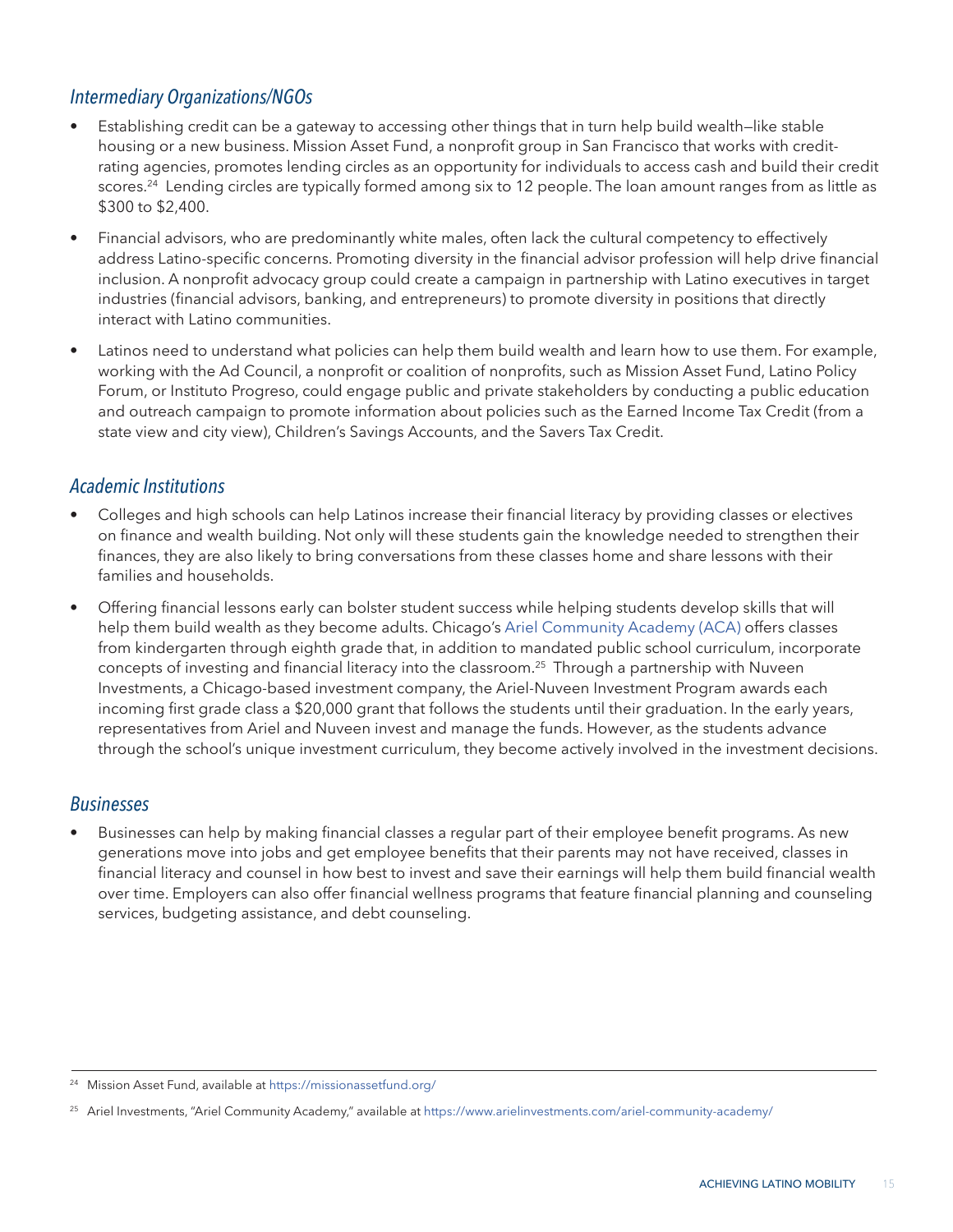### *Intermediary Organizations/NGOs*

- Establishing credit can be a gateway to accessing other things that in turn help build wealth—like stable housing or a new business. Mission Asset Fund, a nonprofit group in San Francisco that works with credit-rating agencies, promotes lending circles as an opportunity for individuals to access cash and build their credit scores.[24] Lending circles are typically formed among six to 12 people. The loan amount ranges from as little as $300 to $2,400.
- Financial advisors, who are predominantly white males, often lack the cultural competency to effectively address Latino-specific concerns. Promoting diversity in the financial advisor profession will help drive financial inclusion. A nonprofit advocacy group could create a campaign in partnership with Latino executives in target industries (financial advisors, banking, and entrepreneurs) to promote diversity in positions that directly interact with Latino communities.
- Latinos need to understand what policies can help them build wealth and learn how to use them. For example, working with the Ad Council, a nonprofit or coalition of nonprofits, such as Mission Asset Fund, Latino Policy Forum, or Instituto Progreso, could engage public and private stakeholders by conducting a public education and outreach campaign to promote information about policies such as the Earned Income Tax Credit (from a state view and city view), Children's Savings Accounts, and the Savers Tax Credit.

### *Academic Institutions*

- Colleges and high schools can help Latinos increase their financial literacy by providing classes or electives on finance and wealth building. Not only will these students gain the knowledge needed to strengthen their finances, they are also likely to bring conversations from these classes home and share lessons with their families and households.
- Offering financial lessons early can bolster student success while helping students develop skills that will help them build wealth as they become adults. Chicago's Ariel Community Academy (ACA) offers classes from kindergarten through eighth grade that, in addition to mandated public school curriculum, incorporate concepts of investing and financial literacy into the classroom.[25] Through a partnership with Nuveen Investments, a Chicago-based investment company, the Ariel-Nuveen Investment Program awards each incoming first grade class a $20,000 grant that follows the students until their graduation. In the early years, representatives from Ariel and Nuveen invest and manage the funds. However, as the students advance through the school's unique investment curriculum, they become actively involved in the investment decisions.

### *Businesses*

- Businesses can help by making financial classes a regular part of their employee benefit programs. As new generations move into jobs and get employee benefits that their parents may not have received, classes in financial literacy and counsel in how best to invest and save their earnings will help them build financial wealth over time. Employers can also offer financial wellness programs that feature financial planning and counseling services, budgeting assistance, and debt counseling.

---

[24] Mission Asset Fund, available at https://missionassetfund.org/

[25] Ariel Investments, "Ariel Community Academy," available at https://www.arielinvestments.com/ariel-community-academy/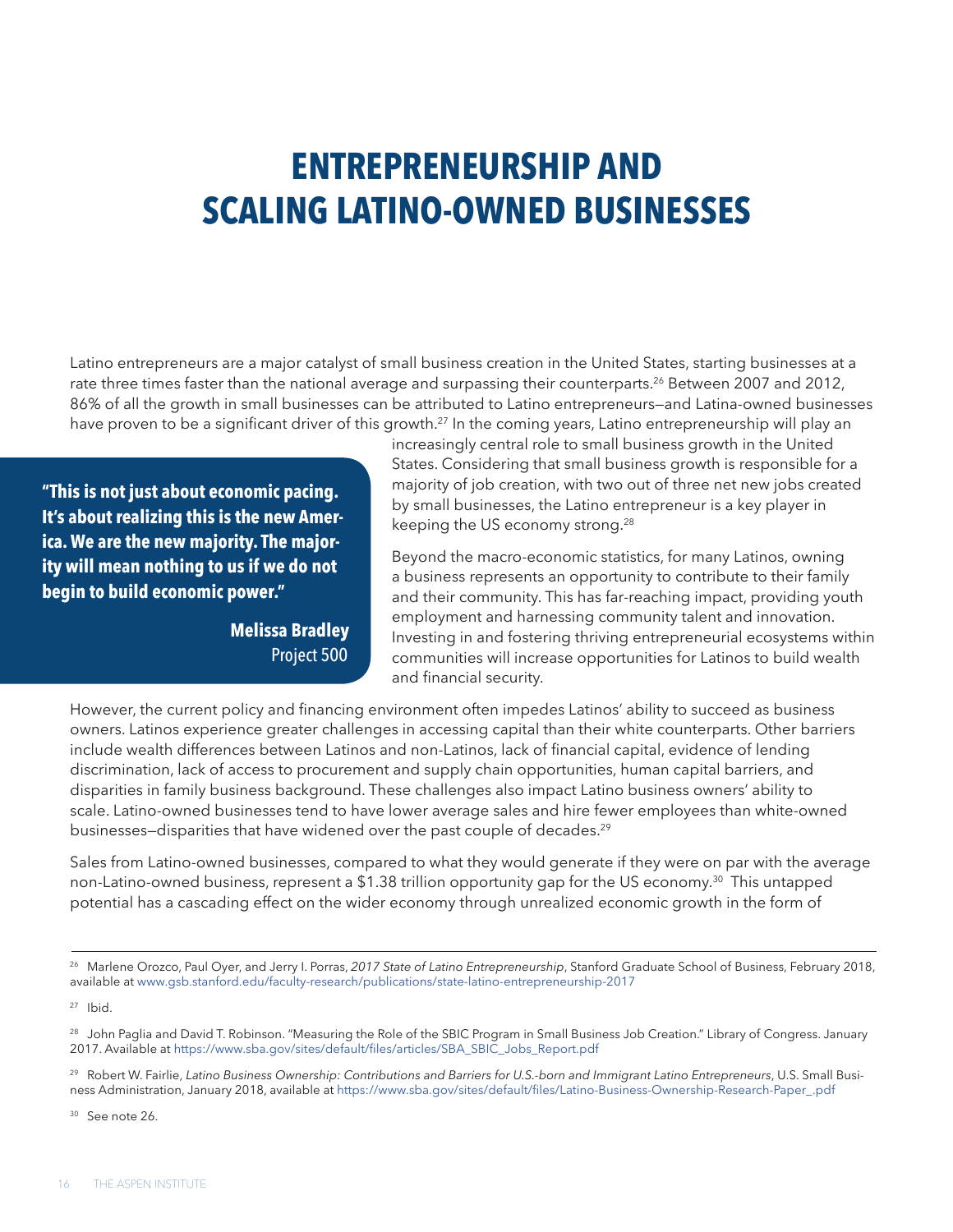# ENTREPRENEURSHIP AND SCALING LATINO-OWNED BUSINESSES

Latino entrepreneurs are a major catalyst of small business creation in the United States, starting businesses at a rate three times faster than the national average and surpassing their counterparts.[26] Between 2007 and 2012, 86% of all the growth in small businesses can be attributed to Latino entrepreneurs—and Latina-owned businesses have proven to be a significant driver of this growth.[27] In the coming years, Latino entrepreneurship will play an increasingly central role to small business growth in the United States. Considering that small business growth is responsible for a majority of job creation, with two out of three net new jobs created by small businesses, the Latino entrepreneur is a key player in keeping the US economy strong.[28]

> **"This is not just about economic pacing. It's about realizing this is the new America. We are the new majority. The majority will mean nothing to us if we do not begin to build economic power."**
>
> **Melissa Bradley**
> Project 500

Beyond the macro-economic statistics, for many Latinos, owning a business represents an opportunity to contribute to their family and their community. This has far-reaching impact, providing youth employment and harnessing community talent and innovation. Investing in and fostering thriving entrepreneurial ecosystems within communities will increase opportunities for Latinos to build wealth and financial security.

However, the current policy and financing environment often impedes Latinos' ability to succeed as business owners. Latinos experience greater challenges in accessing capital than their white counterparts. Other barriers include wealth differences between Latinos and non-Latinos, lack of financial capital, evidence of lending discrimination, lack of access to procurement and supply chain opportunities, human capital barriers, and disparities in family business background. These challenges also impact Latino business owners' ability to scale. Latino-owned businesses tend to have lower average sales and hire fewer employees than white-owned businesses—disparities that have widened over the past couple of decades.[29]

Sales from Latino-owned businesses, compared to what they would generate if they were on par with the average non-Latino-owned business, represent a $1.38 trillion opportunity gap for the US economy.[30] This untapped potential has a cascading effect on the wider economy through unrealized economic growth in the form of

---

[26] Marlene Orozco, Paul Oyer, and Jerry I. Porras, *2017 State of Latino Entrepreneurship*, Stanford Graduate School of Business, February 2018, available at www.gsb.stanford.edu/faculty-research/publications/state-latino-entrepreneurship-2017

[27] Ibid.

[28] John Paglia and David T. Robinson. "Measuring the Role of the SBIC Program in Small Business Job Creation." Library of Congress. January 2017. Available at https://www.sba.gov/sites/default/files/articles/SBA_SBIC_Jobs_Report.pdf

[29] Robert W. Fairlie, *Latino Business Ownership: Contributions and Barriers for U.S.-born and Immigrant Latino Entrepreneurs*, U.S. Small Business Administration, January 2018, available at https://www.sba.gov/sites/default/files/Latino-Business-Ownership-Research-Paper_.pdf

[30] See note 26.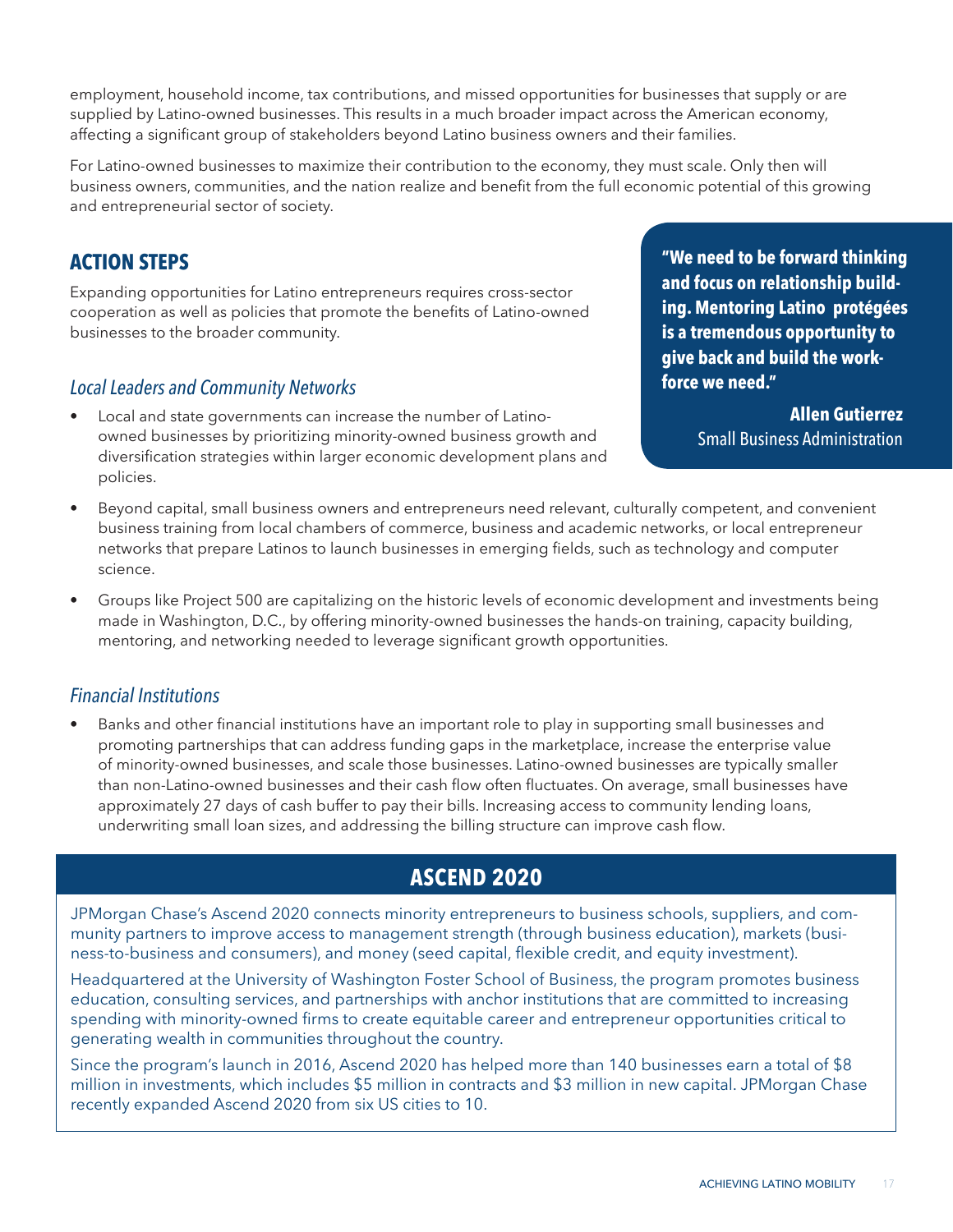employment, household income, tax contributions, and missed opportunities for businesses that supply or are supplied by Latino-owned businesses. This results in a much broader impact across the American economy, affecting a significant group of stakeholders beyond Latino business owners and their families.

For Latino-owned businesses to maximize their contribution to the economy, they must scale. Only then will business owners, communities, and the nation realize and benefit from the full economic potential of this growing and entrepreneurial sector of society.

## ACTION STEPS

Expanding opportunities for Latino entrepreneurs requires cross-sector cooperation as well as policies that promote the benefits of Latino-owned businesses to the broader community.

> **"We need to be forward thinking and focus on relationship building. Mentoring Latino protégées is a tremendous opportunity to give back and build the workforce we need."**
>
> **Allen Gutierrez**
> Small Business Administration

### *Local Leaders and Community Networks*

- Local and state governments can increase the number of Latino-owned businesses by prioritizing minority-owned business growth and diversification strategies within larger economic development plans and policies.
- Beyond capital, small business owners and entrepreneurs need relevant, culturally competent, and convenient business training from local chambers of commerce, business and academic networks, or local entrepreneur networks that prepare Latinos to launch businesses in emerging fields, such as technology and computer science.
- Groups like Project 500 are capitalizing on the historic levels of economic development and investments being made in Washington, D.C., by offering minority-owned businesses the hands-on training, capacity building, mentoring, and networking needed to leverage significant growth opportunities.

### *Financial Institutions*

- Banks and other financial institutions have an important role to play in supporting small businesses and promoting partnerships that can address funding gaps in the marketplace, increase the enterprise value of minority-owned businesses, and scale those businesses. Latino-owned businesses are typically smaller than non-Latino-owned businesses and their cash flow often fluctuates. On average, small businesses have approximately 27 days of cash buffer to pay their bills. Increasing access to community lending loans, underwriting small loan sizes, and addressing the billing structure can improve cash flow.

## ASCEND 2020

JPMorgan Chase's Ascend 2020 connects minority entrepreneurs to business schools, suppliers, and community partners to improve access to management strength (through business education), markets (business-to-business and consumers), and money (seed capital, flexible credit, and equity investment).

Headquartered at the University of Washington Foster School of Business, the program promotes business education, consulting services, and partnerships with anchor institutions that are committed to increasing spending with minority-owned firms to create equitable career and entrepreneur opportunities critical to generating wealth in communities throughout the country.

Since the program's launch in 2016, Ascend 2020 has helped more than 140 businesses earn a total of $8 million in investments, which includes $5 million in contracts and $3 million in new capital. JPMorgan Chase recently expanded Ascend 2020 from six US cities to 10.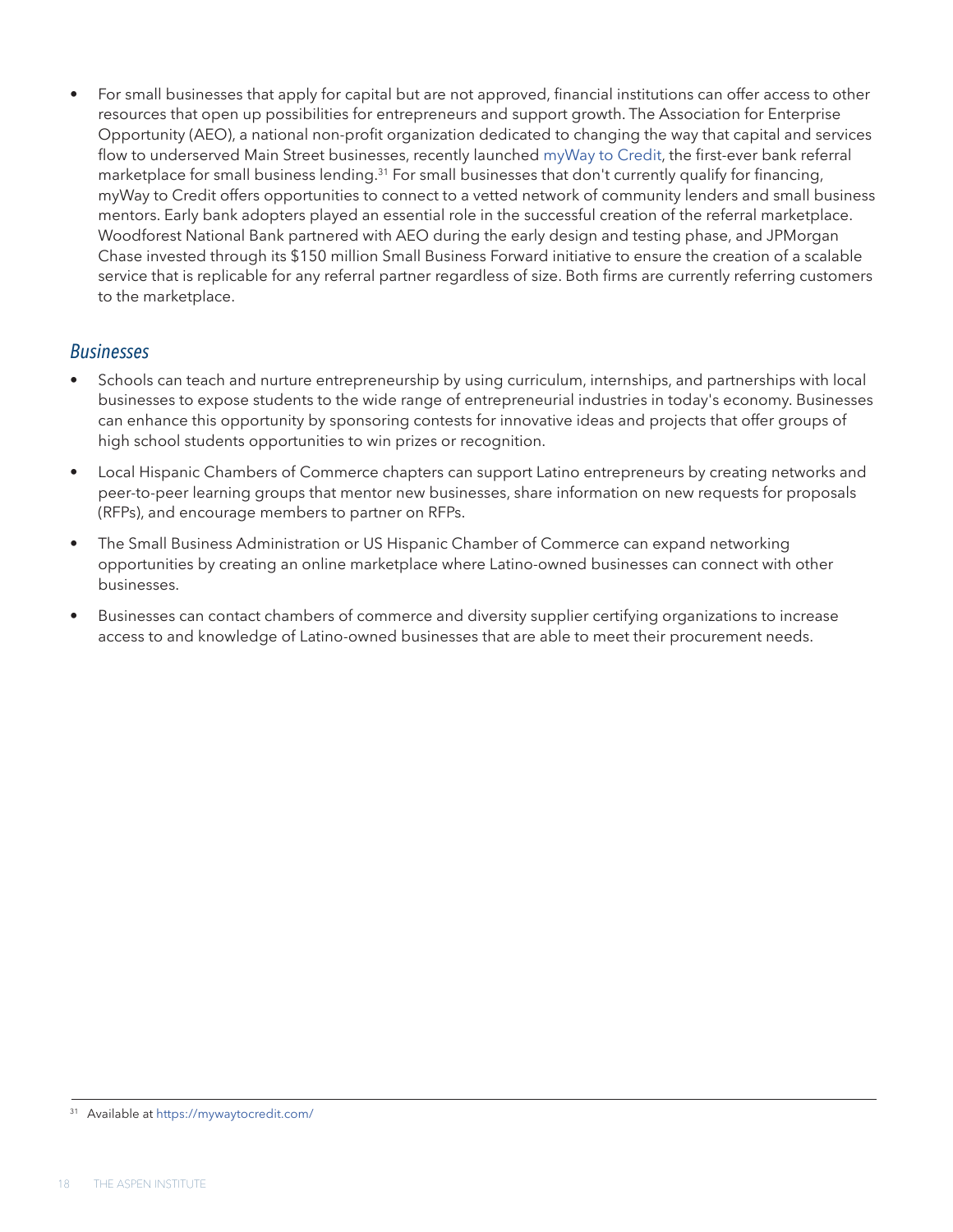- For small businesses that apply for capital but are not approved, financial institutions can offer access to other resources that open up possibilities for entrepreneurs and support growth. The Association for Enterprise Opportunity (AEO), a national non-profit organization dedicated to changing the way that capital and services flow to underserved Main Street businesses, recently launched myWay to Credit, the first-ever bank referral marketplace for small business lending.[31] For small businesses that don't currently qualify for financing, myWay to Credit offers opportunities to connect to a vetted network of community lenders and small business mentors. Early bank adopters played an essential role in the successful creation of the referral marketplace. Woodforest National Bank partnered with AEO during the early design and testing phase, and JPMorgan Chase invested through its $150 million Small Business Forward initiative to ensure the creation of a scalable service that is replicable for any referral partner regardless of size. Both firms are currently referring customers to the marketplace.

### *Businesses*

- Schools can teach and nurture entrepreneurship by using curriculum, internships, and partnerships with local businesses to expose students to the wide range of entrepreneurial industries in today's economy. Businesses can enhance this opportunity by sponsoring contests for innovative ideas and projects that offer groups of high school students opportunities to win prizes or recognition.
- Local Hispanic Chambers of Commerce chapters can support Latino entrepreneurs by creating networks and peer-to-peer learning groups that mentor new businesses, share information on new requests for proposals (RFPs), and encourage members to partner on RFPs.
- The Small Business Administration or US Hispanic Chamber of Commerce can expand networking opportunities by creating an online marketplace where Latino-owned businesses can connect with other businesses.
- Businesses can contact chambers of commerce and diversity supplier certifying organizations to increase access to and knowledge of Latino-owned businesses that are able to meet their procurement needs.

---

[31] Available at https://mywaytocredit.com/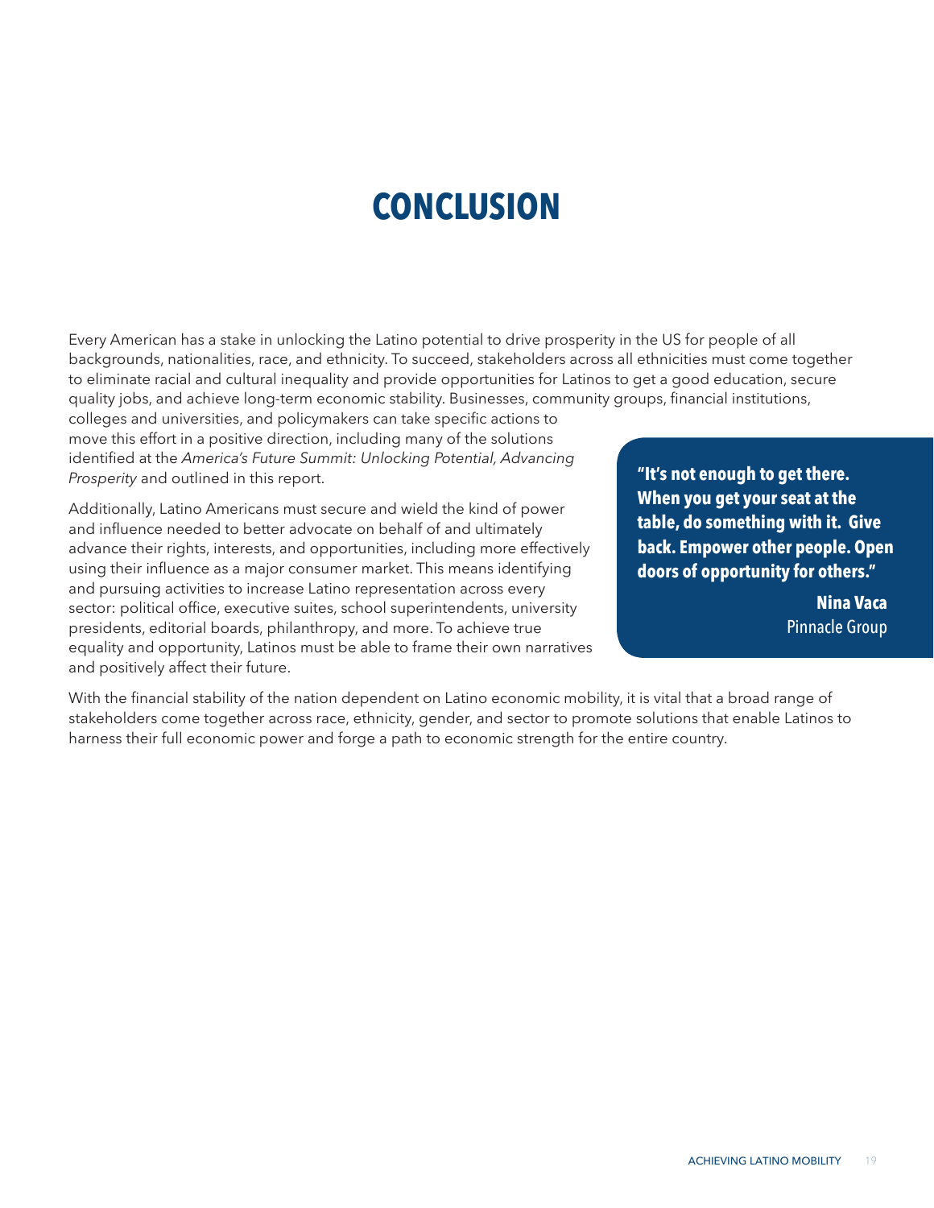# CONCLUSION

Every American has a stake in unlocking the Latino potential to drive prosperity in the US for people of all backgrounds, nationalities, race, and ethnicity. To succeed, stakeholders across all ethnicities must come together to eliminate racial and cultural inequality and provide opportunities for Latinos to get a good education, secure quality jobs, and achieve long-term economic stability. Businesses, community groups, financial institutions, colleges and universities, and policymakers can take specific actions to move this effort in a positive direction, including many of the solutions identified at the *America's Future Summit: Unlocking Potential, Advancing Prosperity* and outlined in this report.

Additionally, Latino Americans must secure and wield the kind of power and influence needed to better advocate on behalf of and ultimately advance their rights, interests, and opportunities, including more effectively using their influence as a major consumer market. This means identifying and pursuing activities to increase Latino representation across every sector: political office, executive suites, school superintendents, university presidents, editorial boards, philanthropy, and more. To achieve true equality and opportunity, Latinos must be able to frame their own narratives and positively affect their future.

> **"It's not enough to get there. When you get your seat at the table, do something with it. Give back. Empower other people. Open doors of opportunity for others."**
>
> **Nina Vaca**
> Pinnacle Group

With the financial stability of the nation dependent on Latino economic mobility, it is vital that a broad range of stakeholders come together across race, ethnicity, gender, and sector to promote solutions that enable Latinos to harness their full economic power and forge a path to economic strength for the entire country.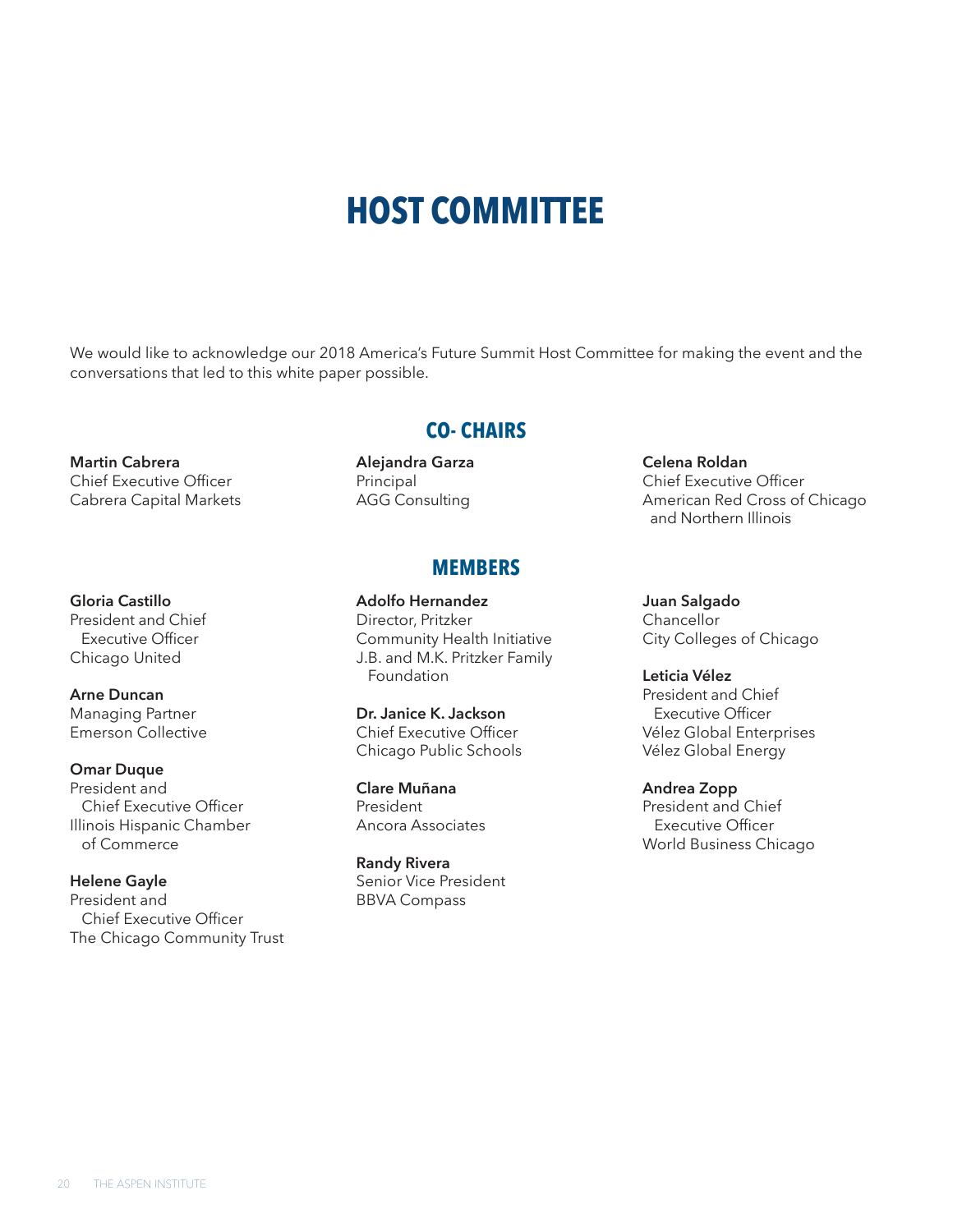# HOST COMMITTEE

We would like to acknowledge our 2018 America's Future Summit Host Committee for making the event and the conversations that led to this white paper possible.

## CO- CHAIRS

**Martin Cabrera**
Chief Executive Officer
Cabrera Capital Markets

**Alejandra Garza**
Principal
AGG Consulting

**Celena Roldan**
Chief Executive Officer
American Red Cross of Chicago and Northern Illinois

## MEMBERS

**Gloria Castillo**
President and Chief Executive Officer
Chicago United

**Arne Duncan**
Managing Partner
Emerson Collective

**Omar Duque**
President and Chief Executive Officer
Illinois Hispanic Chamber of Commerce

**Helene Gayle**
President and Chief Executive Officer
The Chicago Community Trust

**Adolfo Hernandez**
Director, Pritzker Community Health Initiative
J.B. and M.K. Pritzker Family Foundation

**Dr. Janice K. Jackson**
Chief Executive Officer
Chicago Public Schools

**Clare Muñana**
President
Ancora Associates

**Randy Rivera**
Senior Vice President
BBVA Compass

**Juan Salgado**
Chancellor
City Colleges of Chicago

**Leticia Vélez**
President and Chief Executive Officer
Vélez Global Enterprises
Vélez Global Energy

**Andrea Zopp**
President and Chief Executive Officer
World Business Chicago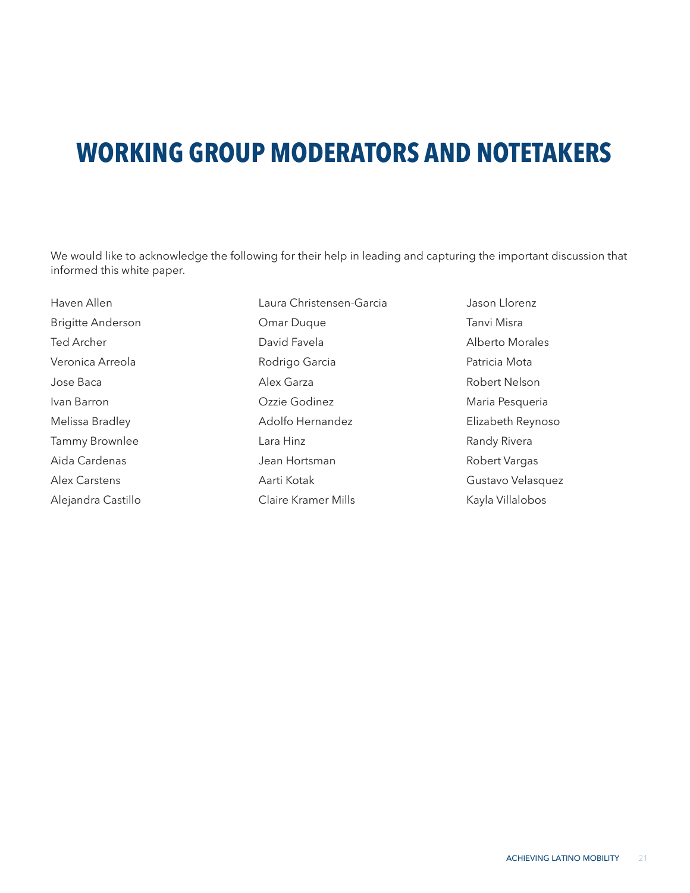# WORKING GROUP MODERATORS AND NOTETAKERS

We would like to acknowledge the following for their help in leading and capturing the important discussion that informed this white paper.

Haven Allen
Brigitte Anderson
Ted Archer
Veronica Arreola
Jose Baca
Ivan Barron
Melissa Bradley
Tammy Brownlee
Aida Cardenas
Alex Carstens
Alejandra Castillo
Laura Christensen-Garcia
Omar Duque
David Favela
Rodrigo Garcia
Alex Garza
Ozzie Godinez
Adolfo Hernandez
Lara Hinz
Jean Hortsman
Aarti Kotak
Claire Kramer Mills
Jason Llorenz
Tanvi Misra
Alberto Morales
Patricia Mota
Robert Nelson
Maria Pesqueria
Elizabeth Reynoso
Randy Rivera
Robert Vargas
Gustavo Velasquez
Kayla Villalobos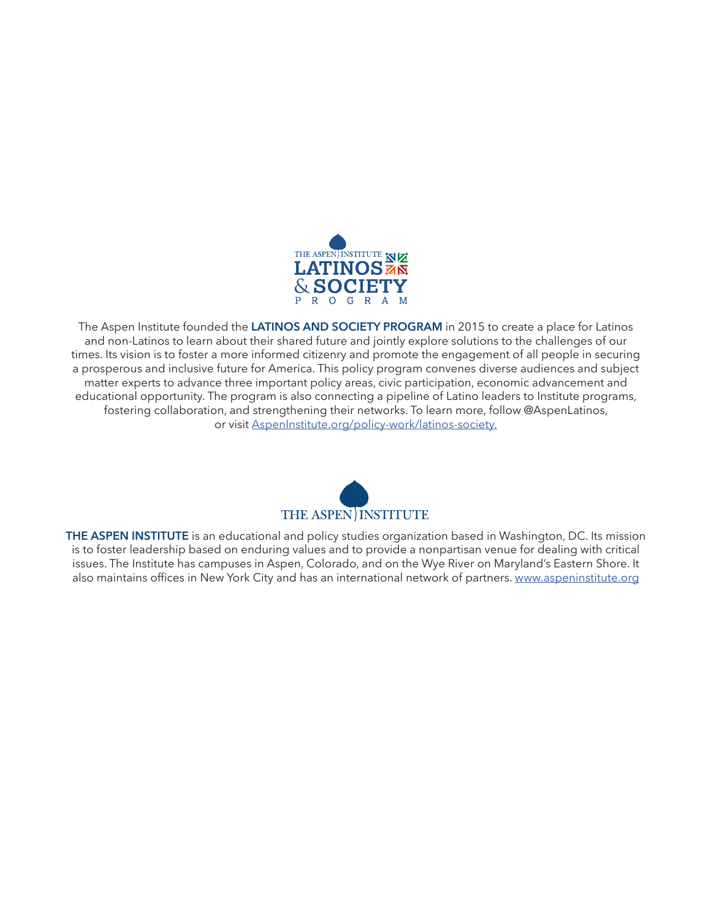THE ASPEN INSTITUTE LATINOS & SOCIETY PROGRAM

The Aspen Institute founded the **LATINOS AND SOCIETY PROGRAM** in 2015 to create a place for Latinos and non-Latinos to learn about their shared future and jointly explore solutions to the challenges of our times. Its vision is to foster a more informed citizenry and promote the engagement of all people in securing a prosperous and inclusive future for America. This policy program convenes diverse audiences and subject matter experts to advance three important policy areas, civic participation, economic advancement and educational opportunity. The program is also connecting a pipeline of Latino leaders to Institute programs, fostering collaboration, and strengthening their networks. To learn more, follow @AspenLatinos, or visit [AspenInstitute.org/policy-work/latinos-society.](AspenInstitute.org/policy-work/latinos-society)

THE ASPEN INSTITUTE

**THE ASPEN INSTITUTE** is an educational and policy studies organization based in Washington, DC. Its mission is to foster leadership based on enduring values and to provide a nonpartisan venue for dealing with critical issues. The Institute has campuses in Aspen, Colorado, and on the Wye River on Maryland's Eastern Shore. It also maintains offices in New York City and has an international network of partners. [www.aspeninstitute.org](www.aspeninstitute.org)